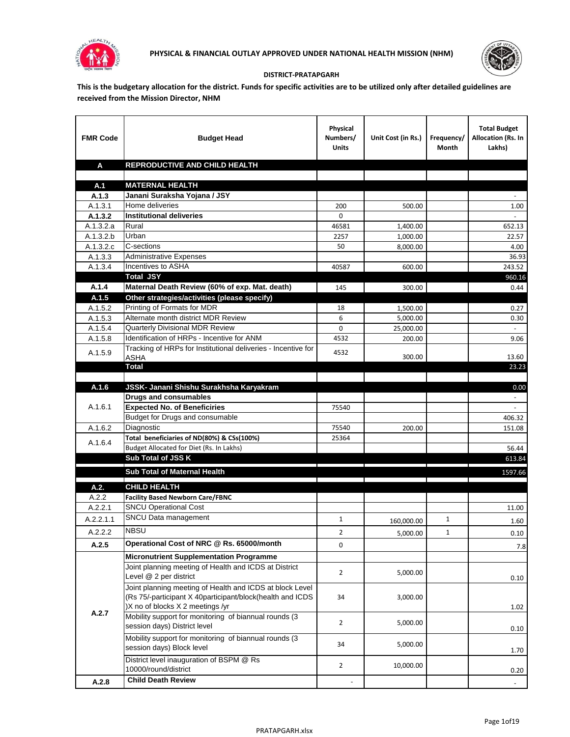**PHYSICAL & FINANCIAL OUTLAY APPROVED UNDER NATIONAL HEALTH MISSION (NHM)**

**DISTRICT-PRATAPGARH**

**This is the budgetary allocation for the district. Funds for specific activities are to be utilized only after detailed guidelines are received from the Mission Director, NHM**

| FMR Code | Budget Head | Physical Numbers/ Units | Unit Cost (in Rs.) | Frequency/ Month | Total Budget Allocation (Rs. In Lakhs) |
|---|---|---|---|---|---|
| **A** | **REPRODUCTIVE AND CHILD HEALTH** | | | | |
| | | | | | |
| **A.1** | **MATERNAL HEALTH** | | | | |
| **A.1.3** | **Janani Suraksha Yojana / JSY** | | | | - |
| A.1.3.1 | Home deliveries | 200 | 500.00 | | 1.00 |
| **A.1.3.2** | **Institutional deliveries** | 0 | | | - |
| A.1.3.2.a | Rural | 46581 | 1,400.00 | | 652.13 |
| A.1.3.2.b | Urban | 2257 | 1,000.00 | | 22.57 |
| A.1.3.2.c | C-sections | 50 | 8,000.00 | | 4.00 |
| A.1.3.3 | Administrative Expenses | | | | 36.93 |
| A.1.3.4 | Incentives to ASHA | 40587 | 600.00 | | 243.52 |
| | **Total JSY** | | | | 960.16 |
| **A.1.4** | **Maternal Death Review (60% of exp. Mat. death)** | 145 | 300.00 | | 0.44 |
| **A.1.5** | **Other strategies/activities (please specify)** | | | | |
| A.1.5.2 | Printing of Formats for MDR | 18 | 1,500.00 | | 0.27 |
| A.1.5.3 | Alternate month district MDR Review | 6 | 5,000.00 | | 0.30 |
| A.1.5.4 | Quarterly Divisional MDR Review | 0 | 25,000.00 | | - |
| A.1.5.8 | Identification of HRPs - Incentive for ANM | 4532 | 200.00 | | 9.06 |
| A.1.5.9 | Tracking of HRPs for Institutional deliveries - Incentive for ASHA | 4532 | 300.00 | | 13.60 |
| | **Total** | | | | 23.23 |
| | | | | | |
| **A.1.6** | **JSSK- Janani Shishu Surakhsha Karyakram** | | | | 0.00 |
| A.1.6.1 | **Drugs and consumables** | | | | - |
| | **Expected No. of Beneficiries** | 75540 | | | - |
| | Budget for Drugs and consumable | | | | 406.32 |
| A.1.6.2 | Diagnostic | 75540 | 200.00 | | 151.08 |
| A.1.6.4 | **Total beneficiaries of ND(80%) & CSs(100%)** | 25364 | | | |
| | Budget Allocated for Diet (Rs. In Lakhs) | | | | 56.44 |
| | **Sub Total of JSS K** | | | | 613.84 |
| | **Sub Total of Maternal Health** | | | | 1597.66 |
| **A.2.** | **CHILD HEALTH** | | | | |
| A.2.2 | **Facility Based Newborn Care/FBNC** | | | | |
| A.2.2.1 | SNCU Operational Cost | | | | 11.00 |
| A.2.2.1.1 | SNCU Data management | 1 | 160,000.00 | 1 | 1.60 |
| A.2.2.2 | NBSU | 2 | 5,000.00 | 1 | 0.10 |
| **A.2.5** | **Operational Cost of NRC @ Rs. 65000/month** | 0 | | | 7.8 |
| A.2.7 | **Micronutrient Supplementation Programme** | | | | |
| | Joint planning meeting of Health and ICDS at District Level @ 2 per district | 2 | 5,000.00 | | 0.10 |
| | Joint planning meeting of Health and ICDS at block Level (Rs 75/-participant X 40participant/block(health and ICDS )X no of blocks X 2 meetings /yr | 34 | 3,000.00 | | 1.02 |
| | Mobility support for monitoring of biannual rounds (3 session days) District level | 2 | 5,000.00 | | 0.10 |
| | Mobility support for monitoring of biannual rounds (3 session days) Block level | 34 | 5,000.00 | | 1.70 |
| | District level inauguration of BSPM @ Rs 10000/round/district | 2 | 10,000.00 | | 0.20 |
| **A.2.8** | **Child Death Review** | - | | | - |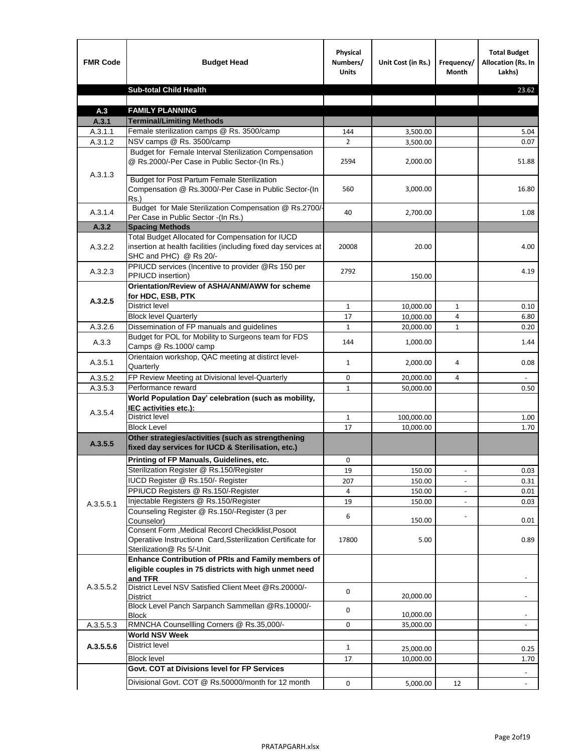| FMR Code | Budget Head | Physical Numbers/ Units | Unit Cost (in Rs.) | Frequency/ Month | Total Budget Allocation (Rs. In Lakhs) |
|---|---|---|---|---|---|
| | **Sub-total Child Health** | | | | 23.62 |
| | | | | | |
| **A.3** | **FAMILY PLANNING** | | | | |
| **A.3.1** | **Terminal/Limiting Methods** | | | | |
| A.3.1.1 | Female sterilization camps @ Rs. 3500/camp | 144 | 3,500.00 | | 5.04 |
| A.3.1.2 | NSV camps @ Rs. 3500/camp | 2 | 3,500.00 | | 0.07 |
| A.3.1.3 | Budget for Female Interval Sterilization Compensation @ Rs.2000/-Per Case in Public Sector-(In Rs.) | 2594 | 2,000.00 | | 51.88 |
| | Budget for Post Partum Female Sterilization Compensation @ Rs.3000/-Per Case in Public Sector-(In Rs.) | 560 | 3,000.00 | | 16.80 |
| A.3.1.4 | Budget for Male Sterilization Compensation @ Rs.2700/-Per Case in Public Sector -(In Rs.) | 40 | 2,700.00 | | 1.08 |
| **A.3.2** | **Spacing Methods** | | | | |
| A.3.2.2 | Total Budget Allocated for Compensation for IUCD insertion at health facilities (including fixed day services at SHC and PHC) @ Rs 20/- | 20008 | 20.00 | | 4.00 |
| A.3.2.3 | PPIUCD services (Incentive to provider @Rs 150 per PPIUCD insertion) | 2792 | 150.00 | | 4.19 |
| **A.3.2.5** | **Orientation/Review of ASHA/ANM/AWW for scheme for HDC, ESB, PTK** | | | | |
| | District level | 1 | 10,000.00 | 1 | 0.10 |
| | Block level Quarterly | 17 | 10,000.00 | 4 | 6.80 |
| A.3.2.6 | Dissemination of FP manuals and guidelines | 1 | 20,000.00 | 1 | 0.20 |
| A.3.3 | Budget for POL for Mobility to Surgeons team for FDS Camps @ Rs.1000/ camp | 144 | 1,000.00 | | 1.44 |
| A.3.5.1 | Orientaion workshop, QAC meeting at distirct level-Quarterly | 1 | 2,000.00 | 4 | 0.08 |
| A.3.5.2 | FP Review Meeting at Divisional level-Quarterly | 0 | 20,000.00 | 4 | - |
| A.3.5.3 | Performance reward | 1 | 50,000.00 | | 0.50 |
| A.3.5.4 | **World Population Day' celebration (such as mobility, IEC activities etc.):** | | | | |
| | District level | 1 | 100,000.00 | | 1.00 |
| | Block Level | 17 | 10,000.00 | | 1.70 |
| **A.3.5.5** | **Other strategies/activities (such as strengthening fixed day services for IUCD & Sterilisation, etc.)** | | | | |
| A.3.5.5.1 | **Printing of FP Manuals, Guidelines, etc.** | 0 | | | |
| | Sterilization Register @ Rs.150/Register | 19 | 150.00 | - | 0.03 |
| | IUCD Register @ Rs.150/- Register | 207 | 150.00 | - | 0.31 |
| | PPIUCD Registers @ Rs.150/-Register | 4 | 150.00 | - | 0.01 |
| | Injectable Registers @ Rs.150/Register | 19 | 150.00 | - | 0.03 |
| | Counseling Register @ Rs.150/-Register (3 per Counselor) | 6 | 150.00 | - | 0.01 |
| | Consent Form ,Medical Record Checklklist,Posoot Operatiive Instructionn Card,Ssterilization Certificate for Sterilization@ Rs 5/-Unit | 17800 | 5.00 | | 0.89 |
| A.3.5.5.2 | **Enhance Contribution of PRIs and Family members of eligible couples in 75 districts with high unmet need and TFR** | | | | - |
| | District Level NSV Satisfied Client Meet @Rs.20000/-District | 0 | 20,000.00 | | - |
| | Block Level Panch Sarpanch Sammellan @Rs.10000/-Block | 0 | 10,000.00 | | - |
| A.3.5.5.3 | RMNCHA Counsellling Corners @ Rs.35,000/- | 0 | 35,000.00 | | - |
| **A.3.5.5.6** | **World NSV Week** | | | | |
| | District level | 1 | 25,000.00 | | 0.25 |
| | Block level | 17 | 10,000.00 | | 1.70 |
| | **Govt. COT at Divisions level for FP Services** | | | | - |
| | Divisional Govt. COT @ Rs.50000/month for 12 month | 0 | 5,000.00 | 12 | - |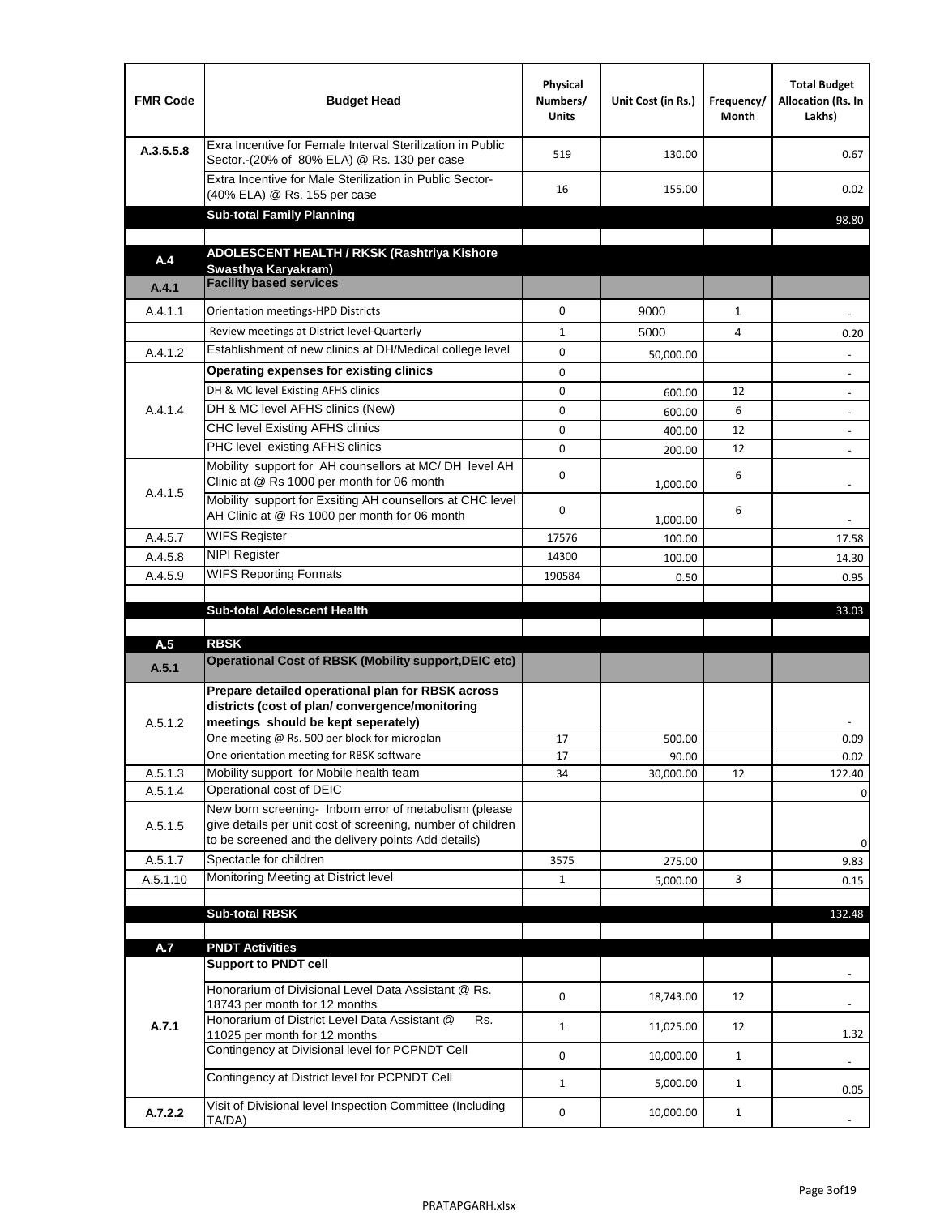| FMR Code | Budget Head | Physical Numbers/ Units | Unit Cost (in Rs.) | Frequency/ Month | Total Budget Allocation (Rs. In Lakhs) |
|---|---|---|---|---|---|
| A.3.5.5.8 | Exra Incentive for Female Interval Sterilization in Public Sector.-(20% of 80% ELA) @ Rs. 130 per case | 519 | 130.00 | | 0.67 |
| | Extra Incentive for Male Sterilization in Public Sector-(40% ELA) @ Rs. 155 per case | 16 | 155.00 | | 0.02 |
| | **Sub-total Family Planning** | | | | 98.80 |
| | | | | | |
| **A.4** | **ADOLESCENT HEALTH / RKSK (Rashtriya Kishore Swasthya Karyakram)** | | | | |
| **A.4.1** | **Facility based services** | | | | |
| A.4.1.1 | Orientation meetings-HPD Districts | 0 | 9000 | 1 | - |
| | Review meetings at District level-Quarterly | 1 | 5000 | 4 | 0.20 |
| A.4.1.2 | Establishment of new clinics at DH/Medical college level | 0 | 50,000.00 | | - |
| A.4.1.4 | **Operating expenses for existing clinics** | 0 | | | - |
| | DH & MC level Existing AFHS clinics | 0 | 600.00 | 12 | - |
| | DH & MC level AFHS clinics (New) | 0 | 600.00 | 6 | - |
| | CHC level Existing AFHS clinics | 0 | 400.00 | 12 | - |
| | PHC level existing AFHS clinics | 0 | 200.00 | 12 | - |
| A.4.1.5 | Mobility support for AH counsellors at MC/ DH level AH Clinic at @ Rs 1000 per month for 06 month | 0 | 1,000.00 | 6 | - |
| | Mobility support for Exsiting AH counsellors at CHC level AH Clinic at @ Rs 1000 per month for 06 month | 0 | 1,000.00 | 6 | - |
| A.4.5.7 | WIFS Register | 17576 | 100.00 | | 17.58 |
| A.4.5.8 | NIPI Register | 14300 | 100.00 | | 14.30 |
| A.4.5.9 | WIFS Reporting Formats | 190584 | 0.50 | | 0.95 |
| | | | | | |
| | **Sub-total Adolescent Health** | | | | 33.03 |
| | | | | | |
| **A.5** | **RBSK** | | | | |
| **A.5.1** | **Operational Cost of RBSK (Mobility support,DEIC etc)** | | | | |
| A.5.1.2 | **Prepare detailed operational plan for RBSK across districts (cost of plan/ convergence/monitoring meetings should be kept seperately)** | | | | - |
| | One meeting @ Rs. 500 per block for microplan | 17 | 500.00 | | 0.09 |
| | One orientation meeting for RBSK software | 17 | 90.00 | | 0.02 |
| A.5.1.3 | Mobility support for Mobile health team | 34 | 30,000.00 | 12 | 122.40 |
| A.5.1.4 | Operational cost of DEIC | | | | 0 |
| A.5.1.5 | New born screening- Inborn error of metabolism (please give details per unit cost of screening, number of children to be screened and the delivery points Add details) | | | | 0 |
| A.5.1.7 | Spectacle for children | 3575 | 275.00 | | 9.83 |
| A.5.1.10 | Monitoring Meeting at District level | 1 | 5,000.00 | 3 | 0.15 |
| | | | | | |
| | **Sub-total RBSK** | | | | 132.48 |
| | | | | | |
| **A.7** | **PNDT Activities** | | | | |
| **A.7.1** | **Support to PNDT cell** | | | | - |
| | Honorarium of Divisional Level Data Assistant @ Rs. 18743 per month for 12 months | 0 | 18,743.00 | 12 | - |
| | Honorarium of District Level Data Assistant @ Rs. 11025 per month for 12 months | 1 | 11,025.00 | 12 | 1.32 |
| | Contingency at Divisional level for PCPNDT Cell | 0 | 10,000.00 | 1 | - |
| | Contingency at District level for PCPNDT Cell | 1 | 5,000.00 | 1 | 0.05 |
| **A.7.2.2** | Visit of Divisional level Inspection Committee (Including TA/DA) | 0 | 10,000.00 | 1 | - |

PRATAPGARH.xlsx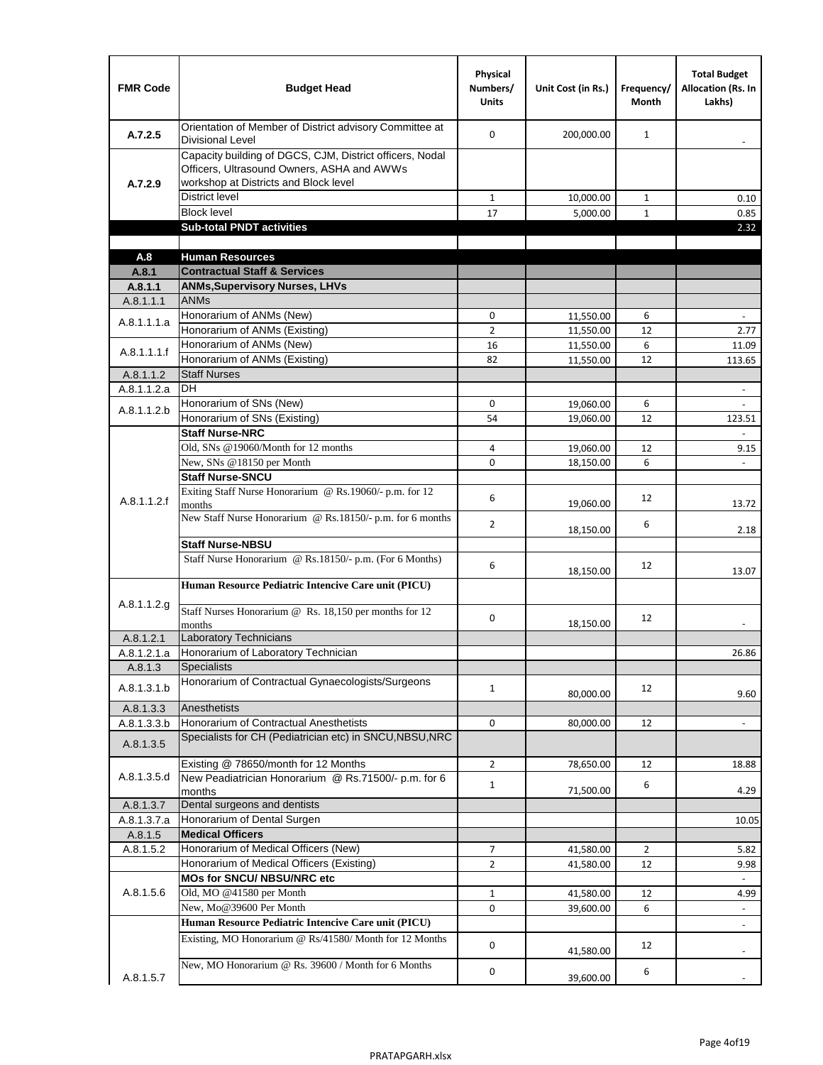| FMR Code | Budget Head | Physical Numbers/ Units | Unit Cost (in Rs.) | Frequency/ Month | Total Budget Allocation (Rs. In Lakhs) |
|---|---|---|---|---|---|
| A.7.2.5 | Orientation of Member of District advisory Committee at Divisional Level | 0 | 200,000.00 | 1 | - |
| A.7.2.9 | Capacity building of DGCS, CJM, District officers, Nodal Officers, Ultrasound Owners, ASHA and AWWs workshop at Districts and Block level | | | | |
| | District level | 1 | 10,000.00 | 1 | 0.10 |
| | Block level | 17 | 5,000.00 | 1 | 0.85 |
| | **Sub-total PNDT activities** | | | | 2.32 |
| | | | | | |
| **A.8** | **Human Resources** | | | | |
| **A.8.1** | **Contractual Staff & Services** | | | | |
| **A.8.1.1** | **ANMs,Supervisory Nurses, LHVs** | | | | |
| A.8.1.1.1 | ANMs | | | | |
| A.8.1.1.1.a | Honorarium of ANMs (New) | 0 | 11,550.00 | 6 | - |
| | Honorarium of ANMs (Existing) | 2 | 11,550.00 | 12 | 2.77 |
| A.8.1.1.1.f | Honorarium of ANMs (New) | 16 | 11,550.00 | 6 | 11.09 |
| | Honorarium of ANMs (Existing) | 82 | 11,550.00 | 12 | 113.65 |
| A.8.1.1.2 | Staff Nurses | | | | |
| A.8.1.1.2.a | DH | | | | - |
| A.8.1.1.2.b | Honorarium of SNs (New) | 0 | 19,060.00 | 6 | - |
| | Honorarium of SNs (Existing) | 54 | 19,060.00 | 12 | 123.51 |
| A.8.1.1.2.f | **Staff Nurse-NRC** | | | | - |
| | Old, SNs @19060/Month for 12 months | 4 | 19,060.00 | 12 | 9.15 |
| | New, SNs @18150 per Month | 0 | 18,150.00 | 6 | - |
| | **Staff Nurse-SNCU** | | | | |
| | Exiting Staff Nurse Honorarium @ Rs.19060/- p.m. for 12 months | 6 | 19,060.00 | 12 | 13.72 |
| | New Staff Nurse Honorarium @ Rs.18150/- p.m. for 6 months | 2 | 18,150.00 | 6 | 2.18 |
| | **Staff Nurse-NBSU** | | | | |
| | Staff Nurse Honorarium @ Rs.18150/- p.m. (For 6 Months) | 6 | 18,150.00 | 12 | 13.07 |
| A.8.1.1.2.g | **Human Resource Pediatric Intencive Care unit (PICU)** | | | | |
| | Staff Nurses Honorarium @ Rs. 18,150 per months for 12 months | 0 | 18,150.00 | 12 | - |
| A.8.1.2.1 | Laboratory Technicians | | | | |
| A.8.1.2.1.a | Honorarium of Laboratory Technician | | | | 26.86 |
| A.8.1.3 | Specialists | | | | |
| A.8.1.3.1.b | Honorarium of Contractual Gynaecologists/Surgeons | 1 | 80,000.00 | 12 | 9.60 |
| A.8.1.3.3 | Anesthetists | | | | |
| A.8.1.3.3.b | Honorarium of Contractual Anesthetists | 0 | 80,000.00 | 12 | - |
| A.8.1.3.5 | Specialists for CH (Pediatrician etc) in SNCU,NBSU,NRC | | | | |
| A.8.1.3.5.d | Existing @ 78650/month for 12 Months | 2 | 78,650.00 | 12 | 18.88 |
| | New Peadiatrician Honorarium @ Rs.71500/- p.m. for 6 months | 1 | 71,500.00 | 6 | 4.29 |
| A.8.1.3.7 | Dental surgeons and dentists | | | | |
| A.8.1.3.7.a | Honorarium of Dental Surgen | | | | 10.05 |
| A.8.1.5 | **Medical Officers** | | | | |
| A.8.1.5.2 | Honorarium of Medical Officers (New) | 7 | 41,580.00 | 2 | 5.82 |
| | Honorarium of Medical Officers (Existing) | 2 | 41,580.00 | 12 | 9.98 |
| A.8.1.5.6 | **MOs for SNCU/ NBSU/NRC etc** | | | | - |
| | Old, MO @41580 per Month | 1 | 41,580.00 | 12 | 4.99 |
| | New, Mo@39600 Per Month | 0 | 39,600.00 | 6 | - |
| A.8.1.5.7 | **Human Resource Pediatric Intencive Care unit (PICU)** | | | | - |
| | Existing, MO Honorarium @ Rs/41580/ Month for 12 Months | 0 | 41,580.00 | 12 | - |
| | New, MO Honorarium @ Rs. 39600 / Month for 6 Months | 0 | 39,600.00 | 6 | - |

PRATAPGARH.xlsx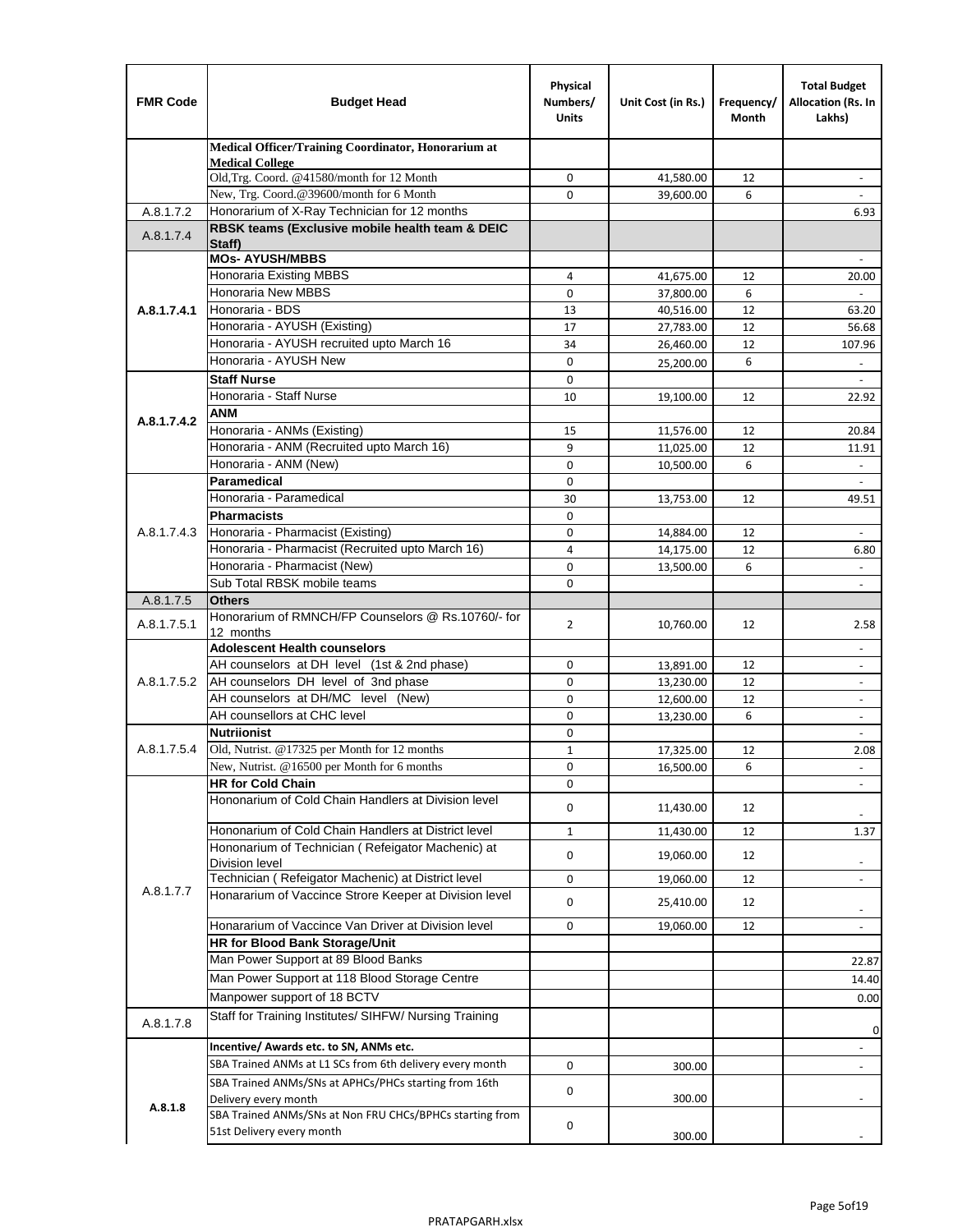| FMR Code | Budget Head | Physical Numbers/ Units | Unit Cost (in Rs.) | Frequency/ Month | Total Budget Allocation (Rs. In Lakhs) |
|---|---|---|---|---|---|
| | **Medical Officer/Training Coordinator, Honorarium at Medical College** | | | | |
| | Old,Trg. Coord. @41580/month for 12 Month | 0 | 41,580.00 | 12 | - |
| | New, Trg. Coord.@39600/month for 6 Month | 0 | 39,600.00 | 6 | - |
| A.8.1.7.2 | Honorarium of X-Ray Technician for 12 months | | | | 6.93 |
| A.8.1.7.4 | **RBSK teams (Exclusive mobile health team & DEIC Staff)** | | | | |
| A.8.1.7.4.1 | **MOs- AYUSH/MBBS** | | | | - |
| | Honoraria Existing MBBS | 4 | 41,675.00 | 12 | 20.00 |
| | Honoraria New MBBS | 0 | 37,800.00 | 6 | - |
| | Honoraria - BDS | 13 | 40,516.00 | 12 | 63.20 |
| | Honoraria - AYUSH (Existing) | 17 | 27,783.00 | 12 | 56.68 |
| | Honoraria - AYUSH recruited upto March 16 | 34 | 26,460.00 | 12 | 107.96 |
| | Honoraria - AYUSH New | 0 | 25,200.00 | 6 | - |
| A.8.1.7.4.2 | **Staff Nurse** | 0 | | | - |
| | Honoraria - Staff Nurse | 10 | 19,100.00 | 12 | 22.92 |
| | **ANM** | | | | |
| | Honoraria - ANMs (Existing) | 15 | 11,576.00 | 12 | 20.84 |
| | Honoraria - ANM (Recruited upto March 16) | 9 | 11,025.00 | 12 | 11.91 |
| | Honoraria - ANM (New) | 0 | 10,500.00 | 6 | - |
| A.8.1.7.4.3 | **Paramedical** | 0 | | | - |
| | Honoraria - Paramedical | 30 | 13,753.00 | 12 | 49.51 |
| | **Pharmacists** | 0 | | | |
| | Honoraria - Pharmacist (Existing) | 0 | 14,884.00 | 12 | - |
| | Honoraria - Pharmacist (Recruited upto March 16) | 4 | 14,175.00 | 12 | 6.80 |
| | Honoraria - Pharmacist (New) | 0 | 13,500.00 | 6 | - |
| | Sub Total RBSK mobile teams | 0 | | | - |
| A.8.1.7.5 | **Others** | | | | |
| A.8.1.7.5.1 | Honorarium of RMNCH/FP Counselors @ Rs.10760/- for 12 months | 2 | 10,760.00 | 12 | 2.58 |
| A.8.1.7.5.2 | **Adolescent Health counselors** | | | | - |
| | AH counselors at DH level (1st & 2nd phase) | 0 | 13,891.00 | 12 | - |
| | AH counselors DH level of 3nd phase | 0 | 13,230.00 | 12 | - |
| | AH counselors at DH/MC level (New) | 0 | 12,600.00 | 12 | - |
| | AH counsellors at CHC level | 0 | 13,230.00 | 6 | - |
| A.8.1.7.5.4 | **Nutriionist** | 0 | | | - |
| | Old, Nutrist. @17325 per Month for 12 months | 1 | 17,325.00 | 12 | 2.08 |
| | New, Nutrist. @16500 per Month for 6 months | 0 | 16,500.00 | 6 | - |
| A.8.1.7.7 | **HR for Cold Chain** | 0 | | | - |
| | Hononarium of Cold Chain Handlers at Division level | 0 | 11,430.00 | 12 | - |
| | Hononarium of Cold Chain Handlers at District level | 1 | 11,430.00 | 12 | 1.37 |
| | Hononarium of Technician ( Refeigator Machenic) at Division level | 0 | 19,060.00 | 12 | - |
| | Technician ( Refeigator Machenic) at District level | 0 | 19,060.00 | 12 | - |
| | Honararium of Vaccince Strore Keeper at Division level | 0 | 25,410.00 | 12 | - |
| | Honararium of Vaccince Van Driver at Division level | 0 | 19,060.00 | 12 | - |
| | **HR for Blood Bank Storage/Unit** | | | | |
| | Man Power Support at 89 Blood Banks | | | | 22.87 |
| | Man Power Support at 118 Blood Storage Centre | | | | 14.40 |
| | Manpower support of 18 BCTV | | | | 0.00 |
| A.8.1.7.8 | Staff for Training Institutes/ SIHFW/ Nursing Training | | | | 0 |
| A.8.1.8 | **Incentive/ Awards etc. to SN, ANMs etc.** | | | | - |
| | SBA Trained ANMs at L1 SCs from 6th delivery every month | 0 | 300.00 | | - |
| | SBA Trained ANMs/SNs at APHCs/PHCs starting from 16th Delivery every month | 0 | 300.00 | | - |
| | SBA Trained ANMs/SNs at Non FRU CHCs/BPHCs starting from 51st Delivery every month | 0 | 300.00 | | - |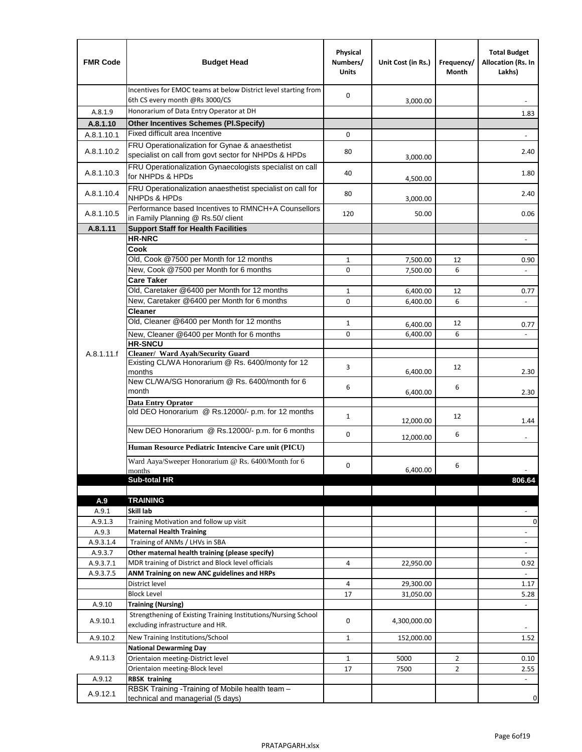| FMR Code | Budget Head | Physical Numbers/ Units | Unit Cost (in Rs.) | Frequency/ Month | Total Budget Allocation (Rs. In Lakhs) |
|---|---|---|---|---|---|
| | Incentives for EMOC teams at below District level starting from 6th CS every month @Rs 3000/CS | 0 | 3,000.00 | | - |
| A.8.1.9 | Honorarium of Data Entry Operator at DH | | | | 1.83 |
| **A.8.1.10** | **Other Incentives Schemes (Pl.Specify)** | | | | |
| A.8.1.10.1 | Fixed difficult area Incentive | 0 | | | - |
| A.8.1.10.2 | FRU Operationalization for Gynae & anaesthetist specialist on call from govt sector for NHPDs & HPDs | 80 | 3,000.00 | | 2.40 |
| A.8.1.10.3 | FRU Operationalization Gynaecologists specialist on call for NHPDs & HPDs | 40 | 4,500.00 | | 1.80 |
| A.8.1.10.4 | FRU Operationalization anaesthetist specialist on call for NHPDs & HPDs | 80 | 3,000.00 | | 2.40 |
| A.8.1.10.5 | Performance based Incentives to RMNCH+A Counsellors in Family Planning @ Rs.50/ client | 120 | 50.00 | | 0.06 |
| **A.8.1.11** | **Support Staff for Health Facilities** | | | | |
| A.8.1.11.f | **HR-NRC** | | | | - |
| | **Cook** | | | | |
| | Old, Cook @7500 per Month for 12 months | 1 | 7,500.00 | 12 | 0.90 |
| | New, Cook @7500 per Month for 6 months | 0 | 7,500.00 | 6 | - |
| | **Care Taker** | | | | |
| | Old, Caretaker @6400 per Month for 12 months | 1 | 6,400.00 | 12 | 0.77 |
| | New, Caretaker @6400 per Month for 6 months | 0 | 6,400.00 | 6 | - |
| | **Cleaner** | | | | |
| | Old, Cleaner @6400 per Month for 12 months | 1 | 6,400.00 | 12 | 0.77 |
| | New, Cleaner @6400 per Month for 6 months | 0 | 6,400.00 | 6 | - |
| | **HR-SNCU** | | | | |
| | **Cleaner/ Ward Ayah/Security Guard** | | | | |
| | Existing CL/WA Honorarium @ Rs. 6400/monty for 12 months | 3 | 6,400.00 | 12 | 2.30 |
| | New CL/WA/SG Honorarium @ Rs. 6400/month for 6 month | 6 | 6,400.00 | 6 | 2.30 |
| | **Data Entry Oprator** | | | | |
| | old DEO Honorarium @ Rs.12000/- p.m. for 12 months | 1 | 12,000.00 | 12 | 1.44 |
| | New DEO Honorarium @ Rs.12000/- p.m. for 6 months | 0 | 12,000.00 | 6 | - |
| | **Human Resource Pediatric Intencive Care unit (PICU)** | | | | |
| | Ward Aaya/Sweeper Honorarium @ Rs. 6400/Month for 6 months | 0 | 6,400.00 | 6 | - |
| | **Sub-total HR** | | | | **806.64** |
| | | | | | |
| **A.9** | **TRAINING** | | | | |
| A.9.1 | **Skill lab** | | | | - |
| A.9.1.3 | Training Motivation and follow up visit | | | | 0 |
| A.9.3 | **Maternal Health Training** | | | | - |
| A.9.3.1.4 | Training of ANMs / LHVs in SBA | | | | - |
| A.9.3.7 | **Other maternal health training (please specify)** | | | | - |
| A.9.3.7.1 | MDR training of District and Block level officials | 4 | 22,950.00 | | 0.92 |
| A.9.3.7.5 | **ANM Training on new ANC guidelines and HRPs** | | | | - |
| | District level | 4 | 29,300.00 | | 1.17 |
| | Block Level | 17 | 31,050.00 | | 5.28 |
| A.9.10 | **Training (Nursing)** | | | | - |
| A.9.10.1 | Strengthening of Existing Training Institutions/Nursing School excluding infrastructure and HR. | 0 | 4,300,000.00 | | - |
| A.9.10.2 | New Training Institutions/School | 1 | 152,000.00 | | 1.52 |
| A.9.11.3 | **National Dewarming Day** | | | | |
| | Orientaion meeting-District level | 1 | 5000 | 2 | 0.10 |
| | Orientaion meeting-Block level | 17 | 7500 | 2 | 2.55 |
| A.9.12 | **RBSK training** | | | | - |
| A.9.12.1 | RBSK Training -Training of Mobile health team – technical and managerial (5 days) | | | | 0 |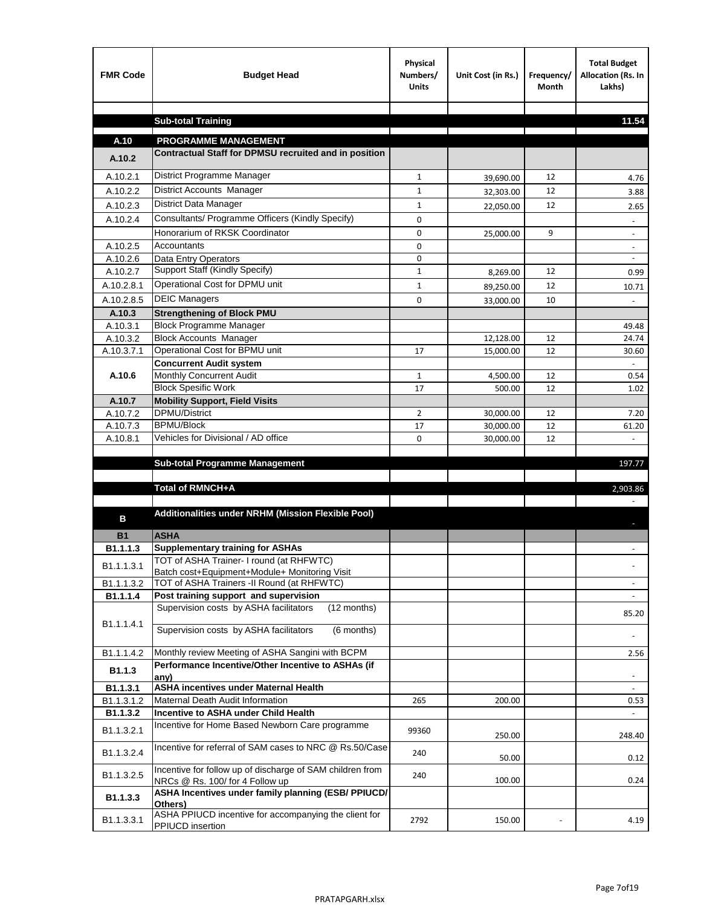| FMR Code | Budget Head | Physical Numbers/ Units | Unit Cost (in Rs.) | Frequency/ Month | Total Budget Allocation (Rs. In Lakhs) |
|---|---|---|---|---|---|
| | | | | | |
| | **Sub-total Training** | | | | **11.54** |
| | | | | | |
| **A.10** | **PROGRAMME MANAGEMENT** | | | | |
| **A.10.2** | **Contractual Staff for DPMSU recruited and in position** | | | | |
| A.10.2.1 | District Programme Manager | 1 | 39,690.00 | 12 | 4.76 |
| A.10.2.2 | District Accounts Manager | 1 | 32,303.00 | 12 | 3.88 |
| A.10.2.3 | District Data Manager | 1 | 22,050.00 | 12 | 2.65 |
| A.10.2.4 | Consultants/ Programme Officers (Kindly Specify) | 0 | | | - |
| | Honorarium of RKSK Coordinator | 0 | 25,000.00 | 9 | - |
| A.10.2.5 | Accountants | 0 | | | - |
| A.10.2.6 | Data Entry Operators | 0 | | | - |
| A.10.2.7 | Support Staff (Kindly Specify) | 1 | 8,269.00 | 12 | 0.99 |
| A.10.2.8.1 | Operational Cost for DPMU unit | 1 | 89,250.00 | 12 | 10.71 |
| A.10.2.8.5 | DEIC Managers | 0 | 33,000.00 | 10 | - |
| **A.10.3** | **Strengthening of Block PMU** | | | | |
| A.10.3.1 | Block Programme Manager | | | | 49.48 |
| A.10.3.2 | Block Accounts Manager | | 12,128.00 | 12 | 24.74 |
| A.10.3.7.1 | Operational Cost for BPMU unit | 17 | 15,000.00 | 12 | 30.60 |
| **A.10.6** | **Concurrent Audit system** | | | | - |
| | Monthly Concurrent Audit | 1 | 4,500.00 | 12 | 0.54 |
| | Block Spesific Work | 17 | 500.00 | 12 | 1.02 |
| **A.10.7** | **Mobility Support, Field Visits** | | | | |
| A.10.7.2 | DPMU/District | 2 | 30,000.00 | 12 | 7.20 |
| A.10.7.3 | BPMU/Block | 17 | 30,000.00 | 12 | 61.20 |
| A.10.8.1 | Vehicles for Divisional / AD office | 0 | 30,000.00 | 12 | - |
| | | | | | |
| | **Sub-total Programme Management** | | | | 197.77 |
| | | | | | |
| | **Total of RMNCH+A** | | | | 2,903.86 |
| | | | | | - |
| **B** | **Additionalities under NRHM (Mission Flexible Pool)** | | | | - |
| **B1** | **ASHA** | | | | |
| **B1.1.1.3** | **Supplementary training for ASHAs** | | | | - |
| B1.1.1.3.1 | TOT of ASHA Trainer- I round (at RHFWTC) Batch cost+Equipment+Module+ Monitoring Visit | | | | - |
| B1.1.1.3.2 | TOT of ASHA Trainers -II Round (at RHFWTC) | | | | - |
| **B1.1.1.4** | **Post training support and supervision** | | | | - |
| B1.1.1.4.1 | Supervision costs by ASHA facilitators (12 months) | | | | 85.20 |
| | Supervision costs by ASHA facilitators (6 months) | | | | - |
| B1.1.1.4.2 | Monthly review Meeting of ASHA Sangini with BCPM | | | | 2.56 |
| **B1.1.3** | **Performance Incentive/Other Incentive to ASHAs (if any)** | | | | - |
| **B1.1.3.1** | **ASHA incentives under Maternal Health** | | | | - |
| B1.1.3.1.2 | Maternal Death Audit Information | 265 | 200.00 | | 0.53 |
| **B1.1.3.2** | **Incentive to ASHA under Child Health** | | | | - |
| B1.1.3.2.1 | Incentive for Home Based Newborn Care programme | 99360 | 250.00 | | 248.40 |
| B1.1.3.2.4 | Incentive for referral of SAM cases to NRC @ Rs.50/Case | 240 | 50.00 | | 0.12 |
| B1.1.3.2.5 | Incentive for follow up of discharge of SAM children from NRCs @ Rs. 100/ for 4 Follow up | 240 | 100.00 | | 0.24 |
| **B1.1.3.3** | **ASHA Incentives under family planning (ESB/ PPIUCD/ Others)** | | | | |
| B1.1.3.3.1 | ASHA PPIUCD incentive for accompanying the client for PPIUCD insertion | 2792 | 150.00 | - | 4.19 |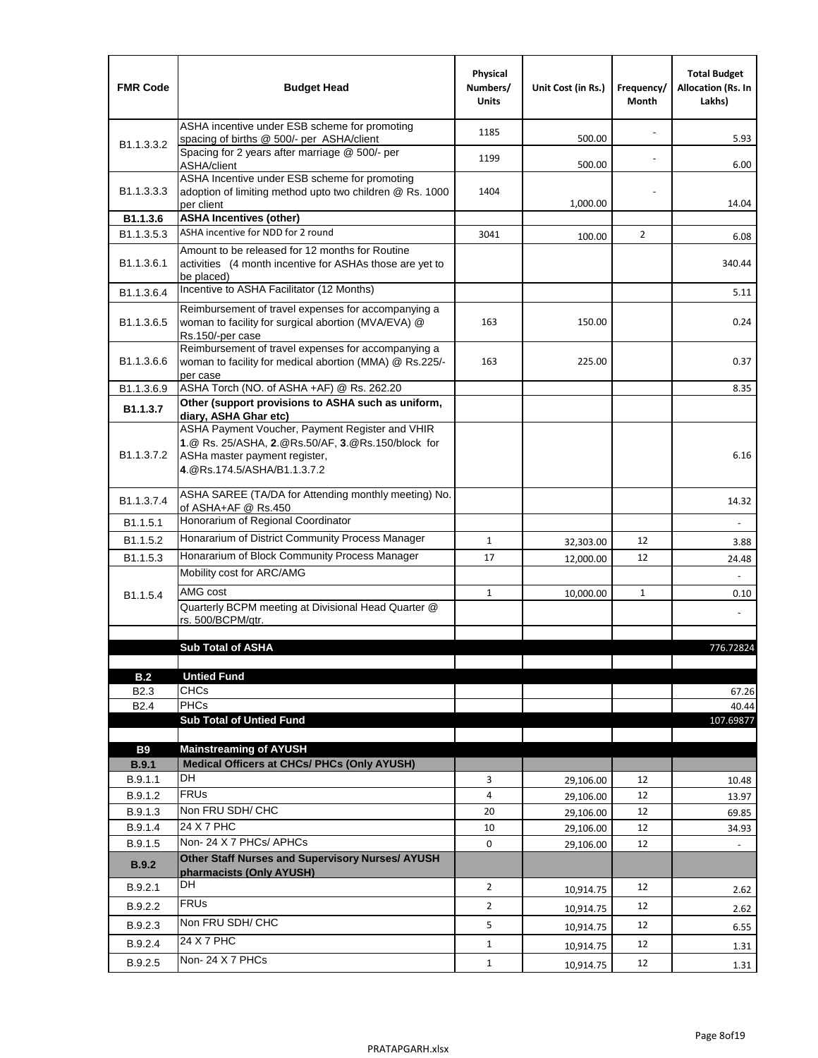| FMR Code | Budget Head | Physical Numbers/ Units | Unit Cost (in Rs.) | Frequency/ Month | Total Budget Allocation (Rs. In Lakhs) |
|---|---|---|---|---|---|
| B1.1.3.3.2 | ASHA incentive under ESB scheme for promoting spacing of births @ 500/- per ASHA/client | 1185 | 500.00 | - | 5.93 |
| | Spacing for 2 years after marriage @ 500/- per ASHA/client | 1199 | 500.00 | - | 6.00 |
| B1.1.3.3.3 | ASHA Incentive under ESB scheme for promoting adoption of limiting method upto two children @ Rs. 1000 per client | 1404 | 1,000.00 | - | 14.04 |
| **B1.1.3.6** | **ASHA Incentives (other)** | | | | |
| B1.1.3.5.3 | ASHA incentive for NDD for 2 round | 3041 | 100.00 | 2 | 6.08 |
| B1.1.3.6.1 | Amount to be released for 12 months for Routine activities (4 month incentive for ASHAs those are yet to be placed) | | | | 340.44 |
| B1.1.3.6.4 | Incentive to ASHA Facilitator (12 Months) | | | | 5.11 |
| B1.1.3.6.5 | Reimbursement of travel expenses for accompanying a woman to facility for surgical abortion (MVA/EVA) @ Rs.150/-per case | 163 | 150.00 | | 0.24 |
| B1.1.3.6.6 | Reimbursement of travel expenses for accompanying a woman to facility for medical abortion (MMA) @ Rs.225/- per case | 163 | 225.00 | | 0.37 |
| B1.1.3.6.9 | ASHA Torch (NO. of ASHA +AF) @ Rs. 262.20 | | | | 8.35 |
| **B1.1.3.7** | **Other (support provisions to ASHA such as uniform, diary, ASHA Ghar etc)** | | | | |
| B1.1.3.7.2 | ASHA Payment Voucher, Payment Register and VHIR **1**.@ Rs. 25/ASHA, **2**.@Rs.50/AF, **3**.@Rs.150/block for ASHa master payment register, **4**.@Rs.174.5/ASHA/B1.1.3.7.2 | | | | 6.16 |
| B1.1.3.7.4 | ASHA SAREE (TA/DA for Attending monthly meeting) No. of ASHA+AF @ Rs.450 | | | | 14.32 |
| B1.1.5.1 | Honorarium of Regional Coordinator | | | | - |
| B1.1.5.2 | Honararium of District Community Process Manager | 1 | 32,303.00 | 12 | 3.88 |
| B1.1.5.3 | Honararium of Block Community Process Manager | 17 | 12,000.00 | 12 | 24.48 |
| B1.1.5.4 | Mobility cost for ARC/AMG | | | | - |
| | AMG cost | 1 | 10,000.00 | 1 | 0.10 |
| | Quarterly BCPM meeting at Divisional Head Quarter @ rs. 500/BCPM/qtr. | | | | - |
| | | | | | |
| | **Sub Total of ASHA** | | | | 776.72824 |
| | | | | | |
| **B.2** | **Untied Fund** | | | | |
| B2.3 | CHCs | | | | 67.26 |
| B2.4 | PHCs | | | | 40.44 |
| | **Sub Total of Untied Fund** | | | | 107.69877 |
| | | | | | |
| **B9** | **Mainstreaming of AYUSH** | | | | |
| **B.9.1** | **Medical Officers at CHCs/ PHCs (Only AYUSH)** | | | | |
| B.9.1.1 | DH | 3 | 29,106.00 | 12 | 10.48 |
| B.9.1.2 | FRUs | 4 | 29,106.00 | 12 | 13.97 |
| B.9.1.3 | Non FRU SDH/ CHC | 20 | 29,106.00 | 12 | 69.85 |
| B.9.1.4 | 24 X 7 PHC | 10 | 29,106.00 | 12 | 34.93 |
| B.9.1.5 | Non- 24 X 7 PHCs/ APHCs | 0 | 29,106.00 | 12 | - |
| **B.9.2** | **Other Staff Nurses and Supervisory Nurses/ AYUSH pharmacists (Only AYUSH)** | | | | |
| B.9.2.1 | DH | 2 | 10,914.75 | 12 | 2.62 |
| B.9.2.2 | FRUs | 2 | 10,914.75 | 12 | 2.62 |
| B.9.2.3 | Non FRU SDH/ CHC | 5 | 10,914.75 | 12 | 6.55 |
| B.9.2.4 | 24 X 7 PHC | 1 | 10,914.75 | 12 | 1.31 |
| B.9.2.5 | Non- 24 X 7 PHCs | 1 | 10,914.75 | 12 | 1.31 |

PRATAPGARH.xlsx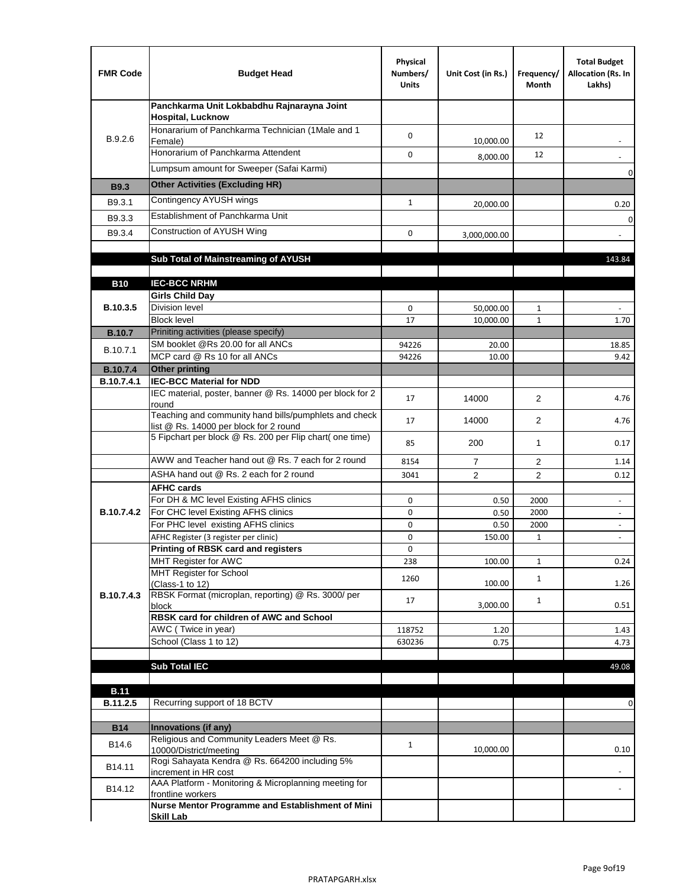| FMR Code | Budget Head | Physical Numbers/ Units | Unit Cost (in Rs.) | Frequency/ Month | Total Budget Allocation (Rs. In Lakhs) |
|---|---|---|---|---|---|
| B.9.2.6 | **Panchkarma Unit Lokbabdhu Rajnarayna Joint Hospital, Lucknow** | | | | |
| | Honorarium of Panchkarma Technician (1Male and 1 Female) | 0 | 10,000.00 | 12 | - |
| | Honorarium of Panchkarma Attendent | 0 | 8,000.00 | 12 | - |
| | Lumpsum amount for Sweeper (Safai Karmi) | | | | 0 |
| **B9.3** | **Other Activities (Excluding HR)** | | | | |
| B9.3.1 | Contingency AYUSH wings | 1 | 20,000.00 | | 0.20 |
| B9.3.3 | Establishment of Panchkarma Unit | | | | 0 |
| B9.3.4 | Construction of AYUSH Wing | 0 | 3,000,000.00 | | - |
| | | | | | |
| | **Sub Total of Mainstreaming of AYUSH** | | | | 143.84 |
| | | | | | |
| **B10** | **IEC-BCC NRHM** | | | | |
| **B.10.3.5** | **Girls Child Day** | | | | |
| | Division level | 0 | 50,000.00 | 1 | - |
| | Block level | 17 | 10,000.00 | 1 | 1.70 |
| **B.10.7** | Priniting activities (please specify) | | | | |
| B.10.7.1 | SM booklet @Rs 20.00 for all ANCs | 94226 | 20.00 | | 18.85 |
| | MCP card @ Rs 10 for all ANCs | 94226 | 10.00 | | 9.42 |
| **B.10.7.4** | **Other printing** | | | | |
| **B.10.7.4.1** | **IEC-BCC Material for NDD** | | | | |
| | IEC material, poster, banner @ Rs. 14000 per block for 2 round | 17 | 14000 | 2 | 4.76 |
| | Teaching and community hand bills/pumphlets and check list @ Rs. 14000 per block for 2 round | 17 | 14000 | 2 | 4.76 |
| | 5 Fipchart per block @ Rs. 200 per Flip chart( one time) | 85 | 200 | 1 | 0.17 |
| | AWW and Teacher hand out @ Rs. 7 each for 2 round | 8154 | 7 | 2 | 1.14 |
| | ASHA hand out @ Rs. 2 each for 2 round | 3041 | 2 | 2 | 0.12 |
| **B.10.7.4.2** | **AFHC cards** | | | | |
| | For DH & MC level Existing AFHS clinics | 0 | 0.50 | 2000 | - |
| | For CHC level Existing AFHS clinics | 0 | 0.50 | 2000 | - |
| | For PHC level existing AFHS clinics | 0 | 0.50 | 2000 | - |
| | AFHC Register (3 register per clinic) | 0 | 150.00 | 1 | - |
| **B.10.7.4.3** | **Printing of RBSK card and registers** | 0 | | | |
| | MHT Register for AWC | 238 | 100.00 | 1 | 0.24 |
| | MHT Register for School (Class-1 to 12) | 1260 | 100.00 | 1 | 1.26 |
| | RBSK Format (microplan, reporting) @ Rs. 3000/ per block | 17 | 3,000.00 | 1 | 0.51 |
| | **RBSK card for children of AWC and School** | | | | |
| | AWC ( Twice in year) | 118752 | 1.20 | | 1.43 |
| | School (Class 1 to 12) | 630236 | 0.75 | | 4.73 |
| | | | | | |
| | **Sub Total IEC** | | | | 49.08 |
| | | | | | |
| **B.11** | | | | | |
| **B.11.2.5** | Recurring support of 18 BCTV | | | | 0 |
| | | | | | |
| **B14** | **Innovations (if any)** | | | | |
| B14.6 | Religious and Community Leaders Meet @ Rs. 10000/District/meeting | 1 | 10,000.00 | | 0.10 |
| B14.11 | Rogi Sahayata Kendra @ Rs. 664200 including 5% increment in HR cost | | | | - |
| B14.12 | AAA Platform - Monitoring & Microplanning meeting for frontline workers | | | | - |
| | **Nurse Mentor Programme and Establishment of Mini Skill Lab** | | | | |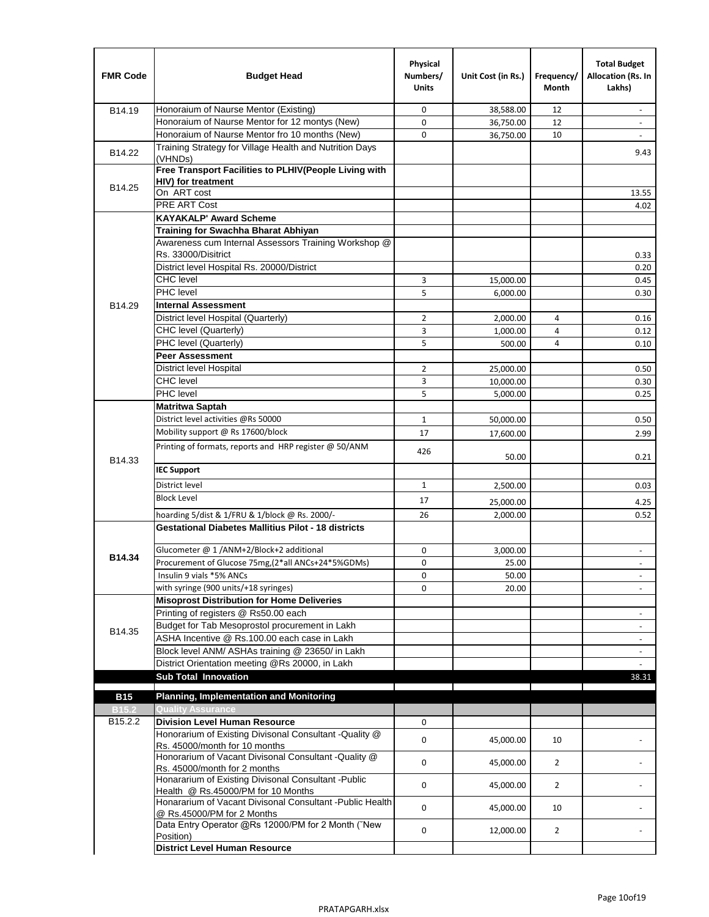| FMR Code | Budget Head | Physical Numbers/ Units | Unit Cost (in Rs.) | Frequency/ Month | Total Budget Allocation (Rs. In Lakhs) |
|---|---|---|---|---|---|
| B14.19 | Honoraium of Naurse Mentor (Existing) | 0 | 38,588.00 | 12 | - |
| | Honoraium of Naurse Mentor for 12 montys (New) | 0 | 36,750.00 | 12 | - |
| | Honoraium of Naurse Mentor fro 10 months (New) | 0 | 36,750.00 | 10 | - |
| B14.22 | Training Strategy for Village Health and Nutrition Days (VHNDs) | | | | 9.43 |
| B14.25 | **Free Transport Facilities to PLHIV(People Living with HIV) for treatment** | | | | |
| | On ART cost | | | | 13.55 |
| | PRE ART Cost | | | | 4.02 |
| B14.29 | **KAYAKALP' Award Scheme** | | | | |
| | **Training for Swachha Bharat Abhiyan** | | | | |
| | Awareness cum Internal Assessors Training Workshop @ Rs. 33000/Disitrict | | | | 0.33 |
| | District level Hospital Rs. 20000/District | | | | 0.20 |
| | CHC level | 3 | 15,000.00 | | 0.45 |
| | PHC level | 5 | 6,000.00 | | 0.30 |
| | **Internal Assessment** | | | | |
| | District level Hospital (Quarterly) | 2 | 2,000.00 | 4 | 0.16 |
| | CHC level (Quarterly) | 3 | 1,000.00 | 4 | 0.12 |
| | PHC level (Quarterly) | 5 | 500.00 | 4 | 0.10 |
| | **Peer Assessment** | | | | |
| | District level Hospital | 2 | 25,000.00 | | 0.50 |
| | CHC level | 3 | 10,000.00 | | 0.30 |
| | PHC level | 5 | 5,000.00 | | 0.25 |
| B14.33 | **Matritwa Saptah** | | | | |
| | District level activities @Rs 50000 | 1 | 50,000.00 | | 0.50 |
| | Mobility support @ Rs 17600/block | 17 | 17,600.00 | | 2.99 |
| | Printing of formats, reports and HRP register @ 50/ANM | 426 | 50.00 | | 0.21 |
| | **IEC Support** | | | | |
| | District level | 1 | 2,500.00 | | 0.03 |
| | Block Level | 17 | 25,000.00 | | 4.25 |
| | hoarding 5/dist & 1/FRU & 1/block @ Rs. 2000/- | 26 | 2,000.00 | | 0.52 |
| **B14.34** | **Gestational Diabetes Mallitius Pilot - 18 districts** | | | | |
| | Glucometer @ 1 /ANM+2/Block+2 additional | 0 | 3,000.00 | | - |
| | Procurement of Glucose 75mg,(2*all ANCs+24*5%GDMs) | 0 | 25.00 | | - |
| | Insulin 9 vials *5% ANCs | 0 | 50.00 | | - |
| | with syringe (900 units/+18 syringes) | 0 | 20.00 | | - |
| B14.35 | **Misoprost Distribution for Home Deliveries** | | | | |
| | Printing of registers @ Rs50.00 each | | | | - |
| | Budget for Tab Mesoprostol procurement in Lakh | | | | - |
| | ASHA Incentive @ Rs.100.00 each case in Lakh | | | | - |
| | Block level ANM/ ASHAs training @ 23650/ in Lakh | | | | - |
| | District Orientation meeting @Rs 20000, in Lakh | | | | - |
| | **Sub Total Innovation** | | | | 38.31 |
| **B15** | **Planning, Implementation and Monitoring** | | | | |
| **B15.2** | **Quality Assurance** | | | | |
| B15.2.2 | **Division Level Human Resource** | 0 | | | |
| | Honorarium of Existing Divisonal Consultant -Quality @ Rs. 45000/month for 10 months | 0 | 45,000.00 | 10 | - |
| | Honorarium of Vacant Divisonal Consultant -Quality @ Rs. 45000/month for 2 months | 0 | 45,000.00 | 2 | - |
| | Honararium of Existing Divisonal Consultant -Public Health @ Rs.45000/PM for 10 Months | 0 | 45,000.00 | 2 | - |
| | Honararium of Vacant Divisonal Consultant -Public Health @ Rs.45000/PM for 2 Months | 0 | 45,000.00 | 10 | - |
| | Data Entry Operator @Rs 12000/PM for 2 Month ("New Position) | 0 | 12,000.00 | 2 | - |
| | **District Level Human Resource** | | | | |

PRATAPGARH.xlsx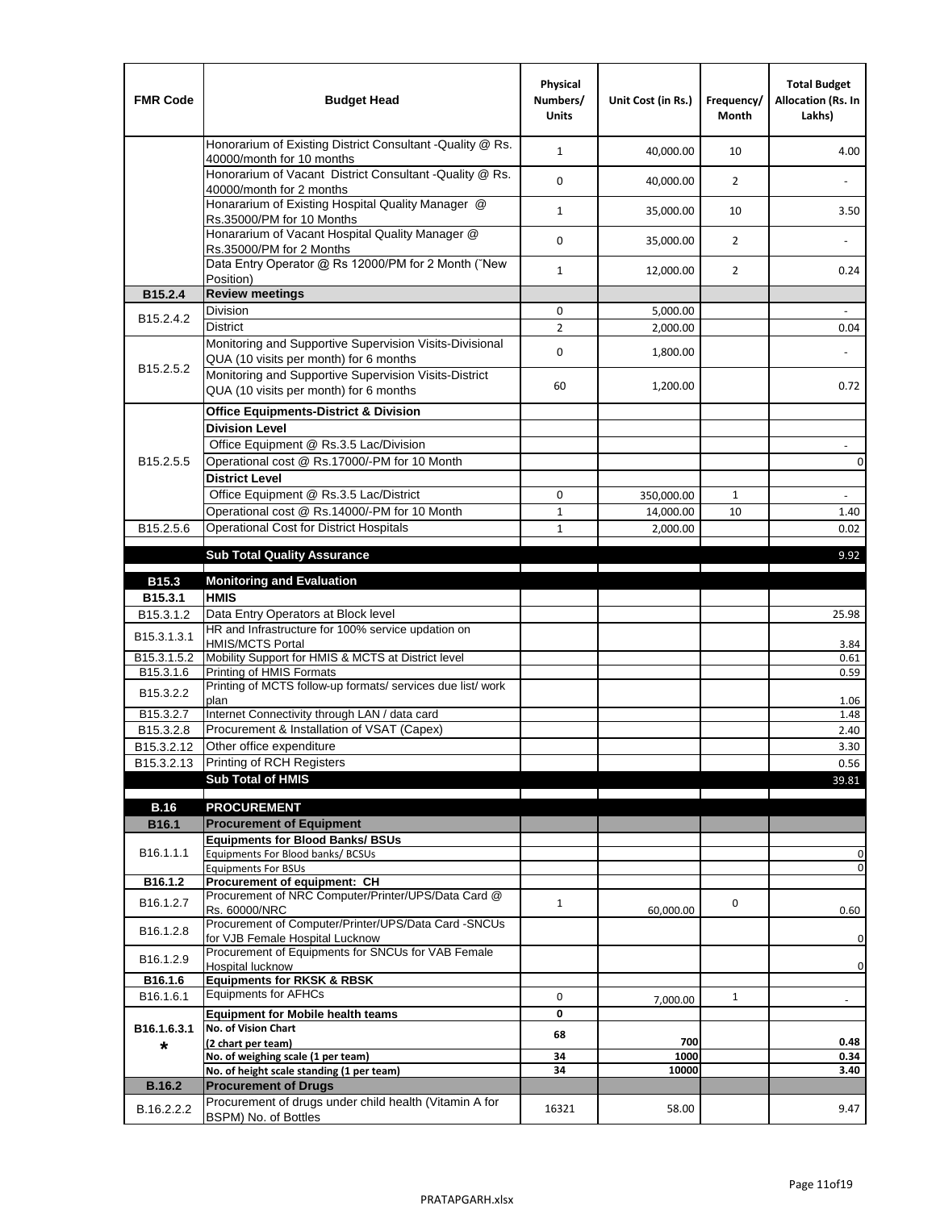| FMR Code | Budget Head | Physical Numbers/ Units | Unit Cost (in Rs.) | Frequency/ Month | Total Budget Allocation (Rs. In Lakhs) |
|---|---|---|---|---|---|
| | Honorarium of Existing District Consultant -Quality @ Rs. 40000/month for 10 months | 1 | 40,000.00 | 10 | 4.00 |
| | Honorarium of Vacant District Consultant -Quality @ Rs. 40000/month for 2 months | 0 | 40,000.00 | 2 | - |
| | Honararium of Existing Hospital Quality Manager @ Rs.35000/PM for 10 Months | 1 | 35,000.00 | 10 | 3.50 |
| | Honararium of Vacant Hospital Quality Manager @ Rs.35000/PM for 2 Months | 0 | 35,000.00 | 2 | - |
| | Data Entry Operator @ Rs 12000/PM for 2 Month (˜New Position) | 1 | 12,000.00 | 2 | 0.24 |
| **B15.2.4** | **Review meetings** | | | | |
| B15.2.4.2 | Division | 0 | 5,000.00 | | - |
| | District | 2 | 2,000.00 | | 0.04 |
| B15.2.5.2 | Monitoring and Supportive Supervision Visits-Divisional QUA (10 visits per month) for 6 months | 0 | 1,800.00 | | - |
| | Monitoring and Supportive Supervision Visits-District QUA (10 visits per month) for 6 months | 60 | 1,200.00 | | 0.72 |
| B15.2.5.5 | **Office Equipments-District & Division** | | | | |
| | **Division Level** | | | | |
| | Office Equipment @ Rs.3.5 Lac/Division | | | | - |
| | Operational cost @ Rs.17000/-PM for 10 Month | | | | 0 |
| | **District Level** | | | | |
| | Office Equipment @ Rs.3.5 Lac/District | 0 | 350,000.00 | 1 | - |
| | Operational cost @ Rs.14000/-PM for 10 Month | 1 | 14,000.00 | 10 | 1.40 |
| B15.2.5.6 | Operational Cost for District Hospitals | 1 | 2,000.00 | | 0.02 |
| | **Sub Total Quality Assurance** | | | | 9.92 |
| **B15.3** | **Monitoring and Evaluation** | | | | |
| **B15.3.1** | **HMIS** | | | | |
| B15.3.1.2 | Data Entry Operators at Block level | | | | 25.98 |
| B15.3.1.3.1 | HR and Infrastructure for 100% service updation on HMIS/MCTS Portal | | | | 3.84 |
| B15.3.1.5.2 | Mobility Support for HMIS & MCTS at District level | | | | 0.61 |
| B15.3.1.6 | Printing of HMIS Formats | | | | 0.59 |
| B15.3.2.2 | Printing of MCTS follow-up formats/ services due list/ work plan | | | | 1.06 |
| B15.3.2.7 | Internet Connectivity through LAN / data card | | | | 1.48 |
| B15.3.2.8 | Procurement & Installation of VSAT (Capex) | | | | 2.40 |
| B15.3.2.12 | Other office expenditure | | | | 3.30 |
| B15.3.2.13 | Printing of RCH Registers | | | | 0.56 |
| | **Sub Total of HMIS** | | | | 39.81 |
| **B.16** | **PROCUREMENT** | | | | |
| **B16.1** | **Procurement of Equipment** | | | | |
| B16.1.1.1 | **Equipments for Blood Banks/ BSUs** | | | | |
| | Equipments For Blood banks/ BCSUs | | | | 0 |
| | Equipments For BSUs | | | | 0 |
| **B16.1.2** | **Procurement of equipment: CH** | | | | |
| B16.1.2.7 | Procurement of NRC Computer/Printer/UPS/Data Card @ Rs. 60000/NRC | 1 | 60,000.00 | 0 | 0.60 |
| B16.1.2.8 | Procurement of Computer/Printer/UPS/Data Card -SNCUs for VJB Female Hospital Lucknow | | | | 0 |
| B16.1.2.9 | Procurement of Equipments for SNCUs for VAB Female Hospital lucknow | | | | 0 |
| **B16.1.6** | **Equipments for RKSK & RBSK** | | | | |
| B16.1.6.1 | Equipments for AFHCs | 0 | 7,000.00 | 1 | - |
| **B16.1.6.3.1 *** | **Equipment for Mobile health teams** | **0** | | | |
| | **No. of Vision Chart (2 chart per team)** | **68** | **700** | | **0.48** |
| | **No. of weighing scale (1 per team)** | **34** | **1000** | | **0.34** |
| | **No. of height scale standing (1 per team)** | **34** | **10000** | | **3.40** |
| **B.16.2** | **Procurement of Drugs** | | | | |
| B.16.2.2.2 | Procurement of drugs under child health (Vitamin A for BSPM) No. of Bottles | 16321 | 58.00 | | 9.47 |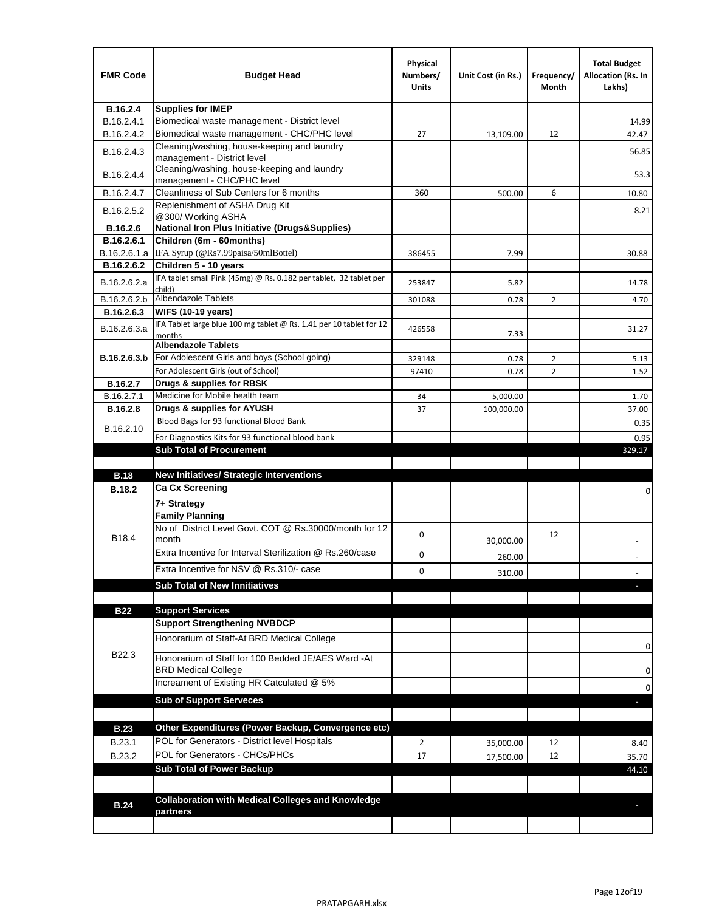| FMR Code | Budget Head | Physical Numbers/ Units | Unit Cost (in Rs.) | Frequency/ Month | Total Budget Allocation (Rs. In Lakhs) |
|---|---|---|---|---|---|
| **B.16.2.4** | **Supplies for IMEP** | | | | |
| B.16.2.4.1 | Biomedical waste management - District level | | | | 14.99 |
| B.16.2.4.2 | Biomedical waste management - CHC/PHC level | 27 | 13,109.00 | 12 | 42.47 |
| B.16.2.4.3 | Cleaning/washing, house-keeping and laundry management - District level | | | | 56.85 |
| B.16.2.4.4 | Cleaning/washing, house-keeping and laundry management - CHC/PHC level | | | | 53.3 |
| B.16.2.4.7 | Cleanliness of Sub Centers for 6 months | 360 | 500.00 | 6 | 10.80 |
| B.16.2.5.2 | Replenishment of ASHA Drug Kit @300/ Working ASHA | | | | 8.21 |
| **B.16.2.6** | **National Iron Plus Initiative (Drugs&Supplies)** | | | | |
| **B.16.2.6.1** | **Children (6m - 60months)** | | | | |
| B.16.2.6.1.a | IFA Syrup (@Rs7.99paisa/50mlBottel) | 386455 | 7.99 | | 30.88 |
| **B.16.2.6.2** | **Children 5 - 10 years** | | | | |
| B.16.2.6.2.a | IFA tablet small Pink (45mg) @ Rs. 0.182 per tablet, 32 tablet per child) | 253847 | 5.82 | | 14.78 |
| B.16.2.6.2.b | Albendazole Tablets | 301088 | 0.78 | 2 | 4.70 |
| **B.16.2.6.3** | **WIFS (10-19 years)** | | | | |
| B.16.2.6.3.a | IFA Tablet large blue 100 mg tablet @ Rs. 1.41 per 10 tablet for 12 months | 426558 | 7.33 | | 31.27 |
| **B.16.2.6.3.b** | **Albendazole Tablets** | | | | |
| | For Adolescent Girls and boys (School going) | 329148 | 0.78 | 2 | 5.13 |
| | For Adolescent Girls (out of School) | 97410 | 0.78 | 2 | 1.52 |
| **B.16.2.7** | **Drugs & supplies for RBSK** | | | | |
| B.16.2.7.1 | Medicine for Mobile health team | 34 | 5,000.00 | | 1.70 |
| **B.16.2.8** | **Drugs & supplies for AYUSH** | 37 | 100,000.00 | | 37.00 |
| B.16.2.10 | Blood Bags for 93 functional Blood Bank | | | | 0.35 |
| | For Diagnostics Kits for 93 functional blood bank | | | | 0.95 |
| | **Sub Total of Procurement** | | | | 329.17 |
| | | | | | |
| **B.18** | **New Initiatives/ Strategic Interventions** | | | | |
| **B.18.2** | **Ca Cx Screening** | | | | 0 |
| B18.4 | **7+ Strategy** | | | | |
| | **Family Planning** | | | | |
| | No of District Level Govt. COT @ Rs.30000/month for 12 month | 0 | 30,000.00 | 12 | - |
| | Extra Incentive for Interval Sterilization @ Rs.260/case | 0 | 260.00 | | - |
| | Extra Incentive for NSV @ Rs.310/- case | 0 | 310.00 | | - |
| | **Sub Total of New Innitiatives** | | | | - |
| | | | | | |
| **B22** | **Support Services** | | | | |
| B22.3 | **Support Strengthening NVBDCP** | | | | |
| | Honorarium of Staff-At BRD Medical College | | | | 0 |
| | Honorarium of Staff for 100 Bedded JE/AES Ward -At BRD Medical College | | | | 0 |
| | Increament of Existing HR Catculated @ 5% | | | | 0 |
| | **Sub of Support Serveces** | | | | - |
| | | | | | |
| **B.23** | **Other Expenditures (Power Backup, Convergence etc)** | | | | |
| B.23.1 | POL for Generators - District level Hospitals | 2 | 35,000.00 | 12 | 8.40 |
| B.23.2 | POL for Generators - CHCs/PHCs | 17 | 17,500.00 | 12 | 35.70 |
| | **Sub Total of Power Backup** | | | | 44.10 |
| | | | | | |
| **B.24** | **Collaboration with Medical Colleges and Knowledge partners** | | | | - |
| | | | | | |

PRATAPGARH.xlsx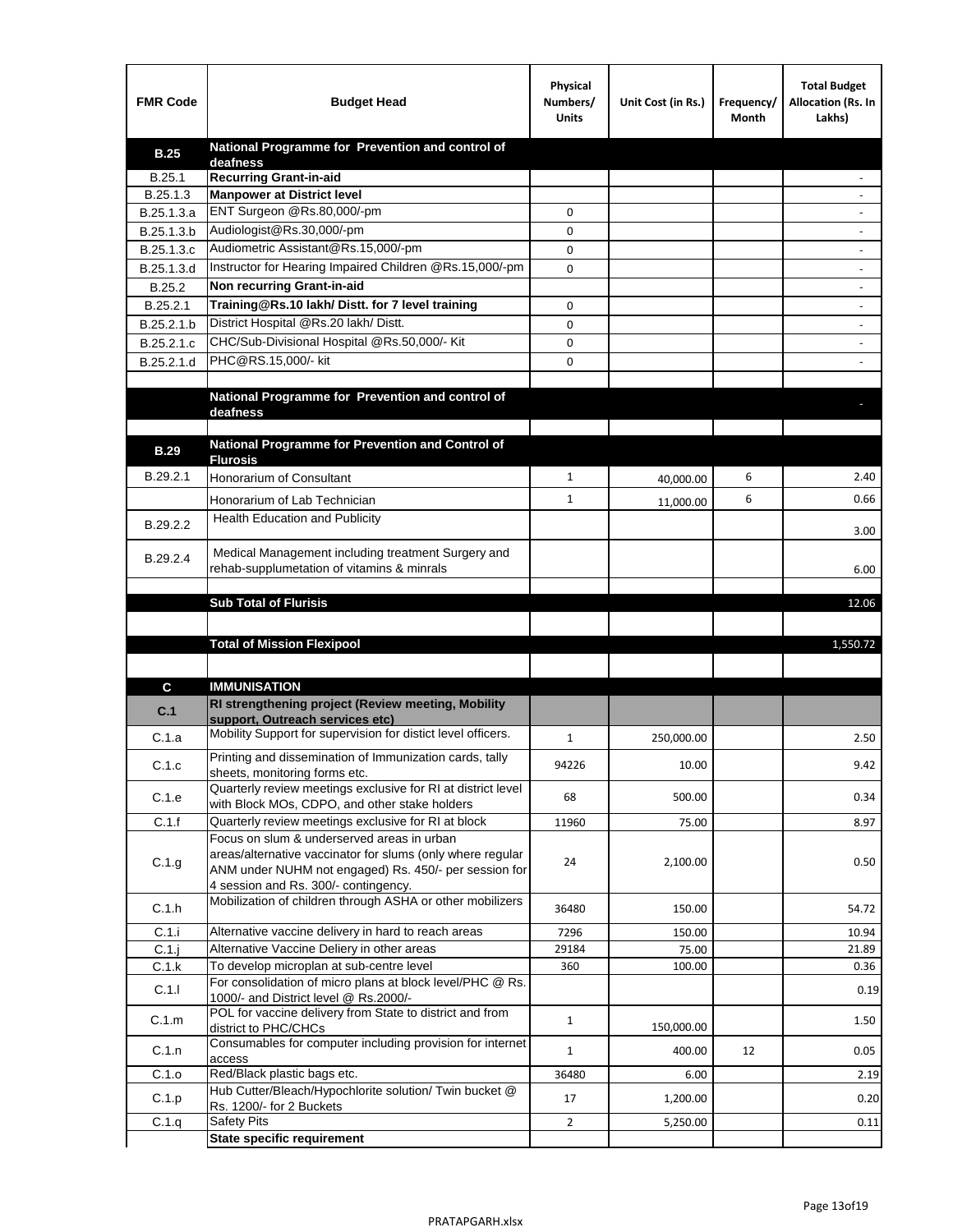| FMR Code | Budget Head | Physical Numbers/ Units | Unit Cost (in Rs.) | Frequency/ Month | Total Budget Allocation (Rs. In Lakhs) |
|---|---|---|---|---|---|
| **B.25** | **National Programme for Prevention and control of deafness** | | | | |
| B.25.1 | **Recurring Grant-in-aid** | | | | - |
| B.25.1.3 | **Manpower at District level** | | | | - |
| B.25.1.3.a | ENT Surgeon @Rs.80,000/-pm | 0 | | | - |
| B.25.1.3.b | Audiologist@Rs.30,000/-pm | 0 | | | - |
| B.25.1.3.c | Audiometric Assistant@Rs.15,000/-pm | 0 | | | - |
| B.25.1.3.d | Instructor for Hearing Impaired Children @Rs.15,000/-pm | 0 | | | - |
| B.25.2 | **Non recurring Grant-in-aid** | | | | - |
| B.25.2.1 | **Training@Rs.10 lakh/ Distt. for 7 level training** | 0 | | | - |
| B.25.2.1.b | District Hospital @Rs.20 lakh/ Distt. | 0 | | | - |
| B.25.2.1.c | CHC/Sub-Divisional Hospital @Rs.50,000/- Kit | 0 | | | - |
| B.25.2.1.d | PHC@RS.15,000/- kit | 0 | | | - |
| | | | | | |
| | **National Programme for Prevention and control of deafness** | | | | - |
| | | | | | |
| **B.29** | **National Programme for Prevention and Control of Flurosis** | | | | |
| B.29.2.1 | Honorarium of Consultant | 1 | 40,000.00 | 6 | 2.40 |
| | Honorarium of Lab Technician | 1 | 11,000.00 | 6 | 0.66 |
| B.29.2.2 | Health Education and Publicity | | | | 3.00 |
| B.29.2.4 | Medical Management including treatment Surgery and rehab-supplumetation of vitamins & minrals | | | | 6.00 |
| | | | | | |
| | **Sub Total of Flurisis** | | | | 12.06 |
| | | | | | |
| | **Total of Mission Flexipool** | | | | 1,550.72 |
| | | | | | |
| **C** | **IMMUNISATION** | | | | |
| **C.1** | **RI strengthening project (Review meeting, Mobility support, Outreach services etc)** | | | | |
| C.1.a | Mobility Support for supervision for distict level officers. | 1 | 250,000.00 | | 2.50 |
| C.1.c | Printing and dissemination of Immunization cards, tally sheets, monitoring forms etc. | 94226 | 10.00 | | 9.42 |
| C.1.e | Quarterly review meetings exclusive for RI at district level with Block MOs, CDPO, and other stake holders | 68 | 500.00 | | 0.34 |
| C.1.f | Quarterly review meetings exclusive for RI at block | 11960 | 75.00 | | 8.97 |
| C.1.g | Focus on slum & underserved areas in urban areas/alternative vaccinator for slums (only where regular ANM under NUHM not engaged) Rs. 450/- per session for 4 session and Rs. 300/- contingency. | 24 | 2,100.00 | | 0.50 |
| C.1.h | Mobilization of children through ASHA or other mobilizers | 36480 | 150.00 | | 54.72 |
| C.1.i | Alternative vaccine delivery in hard to reach areas | 7296 | 150.00 | | 10.94 |
| C.1.j | Alternative Vaccine Deliery in other areas | 29184 | 75.00 | | 21.89 |
| C.1.k | To develop microplan at sub-centre level | 360 | 100.00 | | 0.36 |
| C.1.l | For consolidation of micro plans at block level/PHC @ Rs. 1000/- and District level @ Rs.2000/- | | | | 0.19 |
| C.1.m | POL for vaccine delivery from State to district and from district to PHC/CHCs | 1 | 150,000.00 | | 1.50 |
| C.1.n | Consumables for computer including provision for internet access | 1 | 400.00 | 12 | 0.05 |
| C.1.o | Red/Black plastic bags etc. | 36480 | 6.00 | | 2.19 |
| C.1.p | Hub Cutter/Bleach/Hypochlorite solution/ Twin bucket @ Rs. 1200/- for 2 Buckets | 17 | 1,200.00 | | 0.20 |
| C.1.q | Safety Pits | 2 | 5,250.00 | | 0.11 |
| | **State specific requirement** | | | | |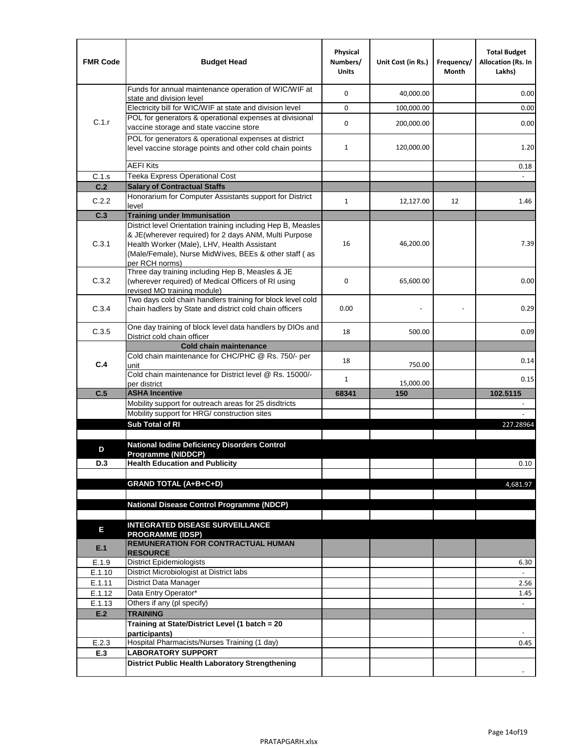| FMR Code | Budget Head | Physical Numbers/ Units | Unit Cost (in Rs.) | Frequency/ Month | Total Budget Allocation (Rs. In Lakhs) |
|---|---|---|---|---|---|
| C.1.r | Funds for annual maintenance operation of WIC/WIF at state and division level | 0 | 40,000.00 | | 0.00 |
| | Electricity bill for WIC/WIF at state and division level | 0 | 100,000.00 | | 0.00 |
| | POL for generators & operational expenses at divisional vaccine storage and state vaccine store | 0 | 200,000.00 | | 0.00 |
| | POL for generators & operational expenses at district level vaccine storage points and other cold chain points | 1 | 120,000.00 | | 1.20 |
| | AEFI Kits | | | | 0.18 |
| C.1.s | Teeka Express Operational Cost | | | | - |
| **C.2** | **Salary of Contractual Staffs** | | | | |
| C.2.2 | Honorarium for Computer Assistants support for District level | 1 | 12,127.00 | 12 | 1.46 |
| **C.3** | **Training under Immunisation** | | | | |
| C.3.1 | District level Orientation training including Hep B, Measles & JE(wherever required) for 2 days ANM, Multi Purpose Health Worker (Male), LHV, Health Assistant (Male/Female), Nurse MidWives, BEEs & other staff ( as per RCH norms) | 16 | 46,200.00 | | 7.39 |
| C.3.2 | Three day training including Hep B, Measles & JE (wherever required) of Medical Officers of RI using revised MO training module) | 0 | 65,600.00 | | 0.00 |
| C.3.4 | Two days cold chain handlers training for block level cold chain hadlers by State and district cold chain officers | 0.00 | - | - | 0.29 |
| C.3.5 | One day training of block level data handlers by DIOs and District cold chain officer | 18 | 500.00 | | 0.09 |
| **C.4** | **Cold chain maintenance** | | | | |
| | Cold chain maintenance for CHC/PHC @ Rs. 750/- per unit | 18 | 750.00 | | 0.14 |
| | Cold chain maintenance for District level @ Rs. 15000/- per district | 1 | 15,000.00 | | 0.15 |
| **C.5** | **ASHA Incentive** | **68341** | **150** | | **102.5115** |
| | Mobility support for outreach areas for 25 disdtricts | | | | - |
| | Mobility support for HRG/ construction sites | | | | - |
| | **Sub Total of RI** | | | | 227.28964 |
| | | | | | |
| **D** | **National Iodine Deficiency Disorders Control Programme (NIDDCP)** | | | | |
| **D.3** | **Health Education and Publicity** | | | | 0.10 |
| | | | | | |
| | **GRAND TOTAL (A+B+C+D)** | | | | 4,681.97 |
| | | | | | |
| | **National Disease Control Programme (NDCP)** | | | | |
| | | | | | |
| **E** | **INTEGRATED DISEASE SURVEILLANCE PROGRAMME (IDSP)** | | | | |
| **E.1** | **REMUNERATION FOR CONTRACTUAL HUMAN RESOURCE** | | | | |
| E.1.9 | District Epidemiologists | | | | 6.30 |
| E.1.10 | District Microbiologist at District labs | | | | - |
| E.1.11 | District Data Manager | | | | 2.56 |
| E.1.12 | Data Entry Operator* | | | | 1.45 |
| E.1.13 | Others if any (pl specify) | | | | - |
| **E.2** | **TRAINING** | | | | |
| | **Training at State/District Level (1 batch = 20 participants)** | | | | - |
| E.2.3 | Hospital Pharmacists/Nurses Training (1 day) | | | | 0.45 |
| **E.3** | **LABORATORY SUPPORT** | | | | |
| | **District Public Health Laboratory Strengthening** | | | | - |

PRATAPGARH.xlsx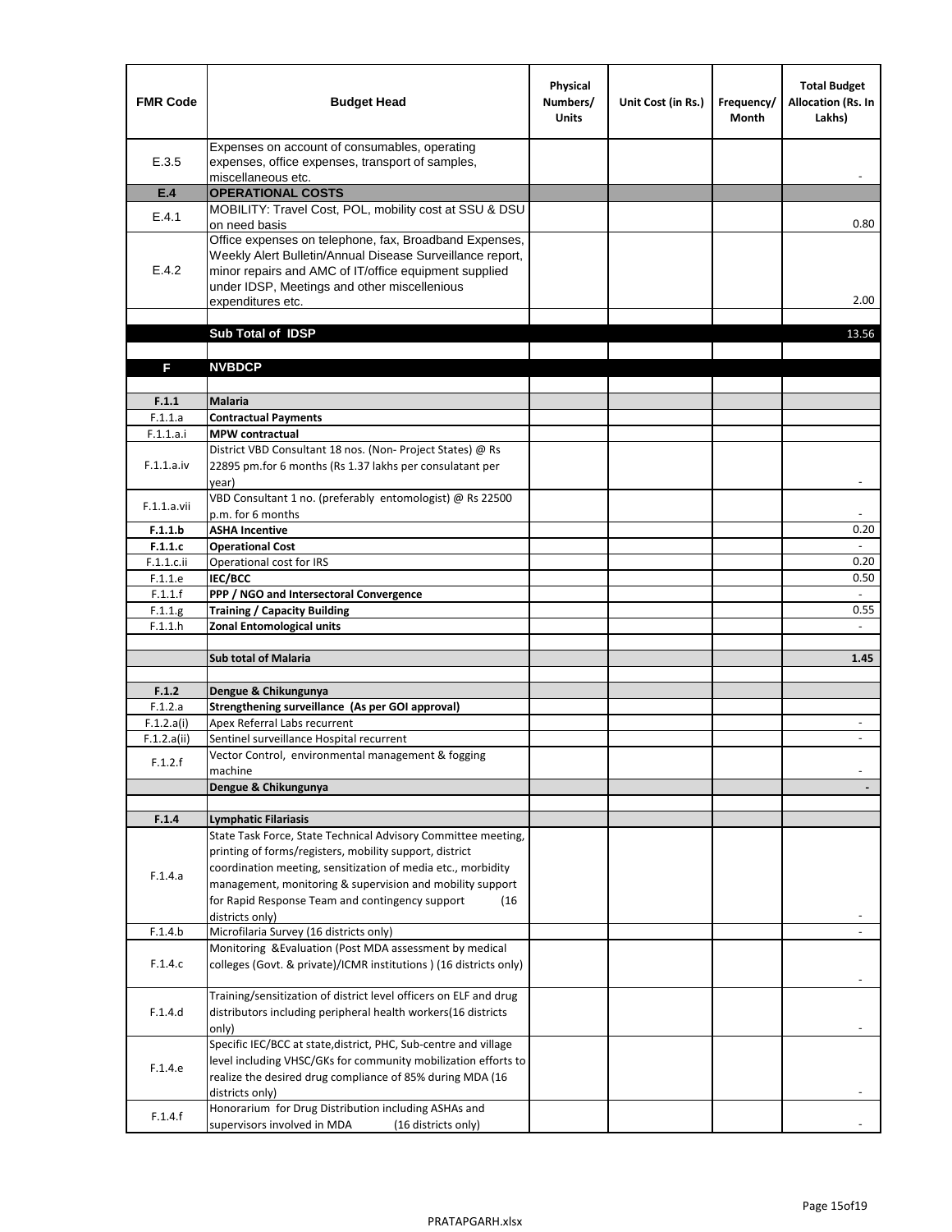| FMR Code | Budget Head | Physical Numbers/ Units | Unit Cost (in Rs.) | Frequency/ Month | Total Budget Allocation (Rs. In Lakhs) |
|---|---|---|---|---|---|
| E.3.5 | Expenses on account of consumables, operating expenses, office expenses, transport of samples, miscellaneous etc. | | | | - |
| **E.4** | **OPERATIONAL COSTS** | | | | |
| E.4.1 | MOBILITY: Travel Cost, POL, mobility cost at SSU & DSU on need basis | | | | 0.80 |
| E.4.2 | Office expenses on telephone, fax, Broadband Expenses, Weekly Alert Bulletin/Annual Disease Surveillance report, minor repairs and AMC of IT/office equipment supplied under IDSP, Meetings and other miscellenious expenditures etc. | | | | 2.00 |
| | | | | | |
| | **Sub Total of IDSP** | | | | 13.56 |
| | | | | | |
| **F** | **NVBDCP** | | | | |
| | | | | | |
| **F.1.1** | **Malaria** | | | | |
| F.1.1.a | **Contractual Payments** | | | | |
| F.1.1.a.i | **MPW contractual** | | | | |
| F.1.1.a.iv | District VBD Consultant 18 nos. (Non- Project States) @ Rs 22895 pm.for 6 months (Rs 1.37 lakhs per consulatant per year) | | | | - |
| F.1.1.a.vii | VBD Consultant 1 no. (preferably entomologist) @ Rs 22500 p.m. for 6 months | | | | - |
| **F.1.1.b** | **ASHA Incentive** | | | | 0.20 |
| **F.1.1.c** | **Operational Cost** | | | | - |
| F.1.1.c.ii | Operational cost for IRS | | | | 0.20 |
| F.1.1.e | **IEC/BCC** | | | | 0.50 |
| F.1.1.f | **PPP / NGO and Intersectoral Convergence** | | | | - |
| F.1.1.g | **Training / Capacity Building** | | | | 0.55 |
| F.1.1.h | **Zonal Entomological units** | | | | - |
| | | | | | |
| | **Sub total of Malaria** | | | | **1.45** |
| | | | | | |
| **F.1.2** | **Dengue & Chikungunya** | | | | |
| F.1.2.a | **Strengthening surveillance (As per GOI approval)** | | | | |
| F.1.2.a(i) | Apex Referral Labs recurrent | | | | - |
| F.1.2.a(ii) | Sentinel surveillance Hospital recurrent | | | | - |
| F.1.2.f | Vector Control, environmental management & fogging machine | | | | - |
| | **Dengue & Chikungunya** | | | | **-** |
| | | | | | |
| **F.1.4** | **Lymphatic Filariasis** | | | | |
| F.1.4.a | State Task Force, State Technical Advisory Committee meeting, printing of forms/registers, mobility support, district coordination meeting, sensitization of media etc., morbidity management, monitoring & supervision and mobility support for Rapid Response Team and contingency support (16 districts only) | | | | - |
| F.1.4.b | Microfilaria Survey (16 districts only) | | | | - |
| F.1.4.c | Monitoring &Evaluation (Post MDA assessment by medical colleges (Govt. & private)/ICMR institutions ) (16 districts only) | | | | - |
| F.1.4.d | Training/sensitization of district level officers on ELF and drug distributors including peripheral health workers(16 districts only) | | | | - |
| F.1.4.e | Specific IEC/BCC at state,district, PHC, Sub-centre and village level including VHSC/GKs for community mobilization efforts to realize the desired drug compliance of 85% during MDA (16 districts only) | | | | - |
| F.1.4.f | Honorarium for Drug Distribution including ASHAs and supervisors involved in MDA (16 districts only) | | | | - |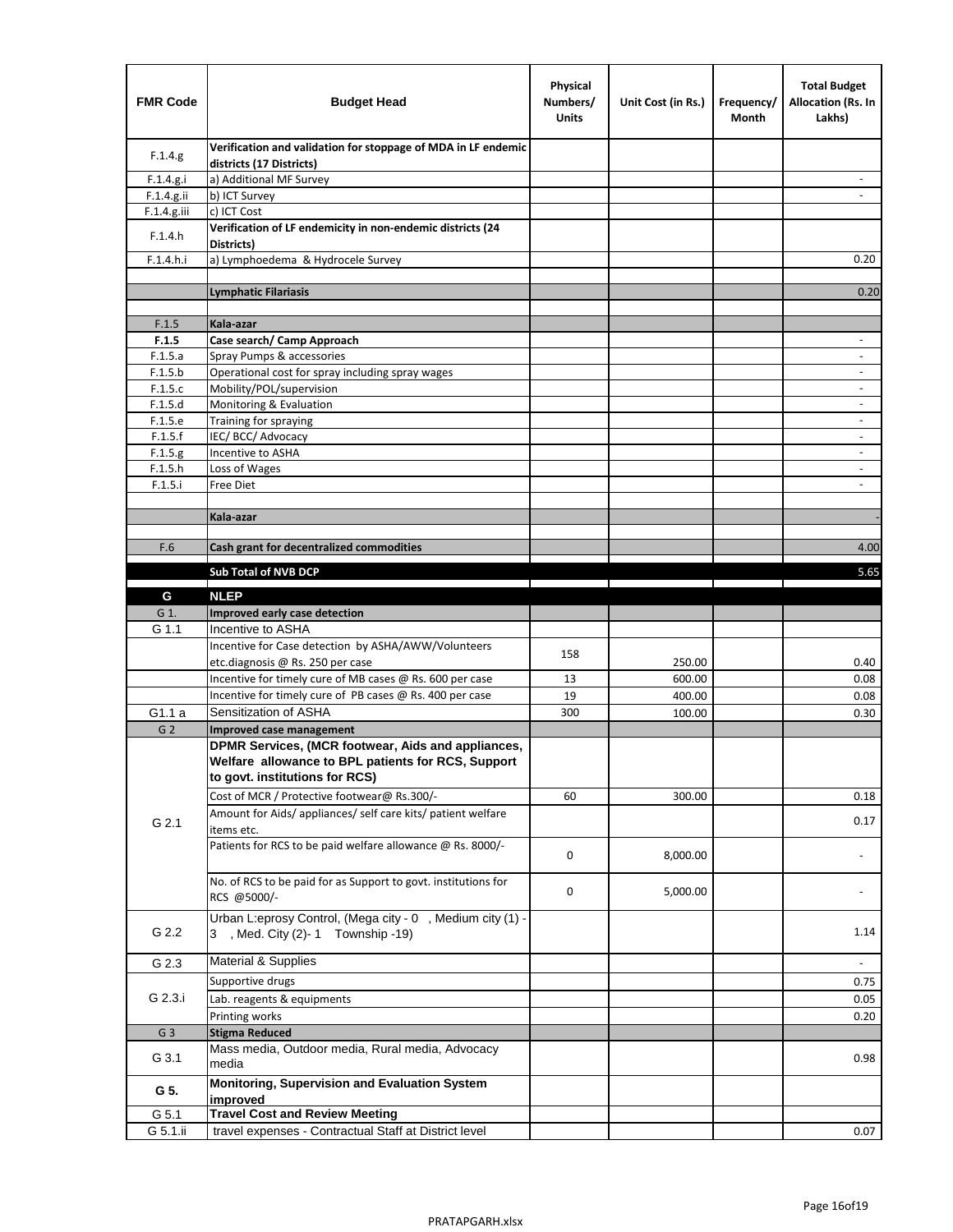| FMR Code | Budget Head | Physical Numbers/ Units | Unit Cost (in Rs.) | Frequency/ Month | Total Budget Allocation (Rs. In Lakhs) |
|---|---|---|---|---|---|
| F.1.4.g | **Verification and validation for stoppage of MDA in LF endemic districts (17 Districts)** | | | | |
| F.1.4.g.i | a) Additional MF Survey | | | | - |
| F.1.4.g.ii | b) ICT Survey | | | | - |
| F.1.4.g.iii | c) ICT Cost | | | | |
| F.1.4.h | **Verification of LF endemicity in non-endemic districts (24 Districts)** | | | | |
| F.1.4.h.i | a) Lymphoedema & Hydrocele Survey | | | | 0.20 |
| | | | | | |
| | **Lymphatic Filariasis** | | | | 0.20 |
| | | | | | |
| F.1.5 | **Kala-azar** | | | | |
| **F.1.5** | **Case search/ Camp Approach** | | | | - |
| F.1.5.a | Spray Pumps & accessories | | | | - |
| F.1.5.b | Operational cost for spray including spray wages | | | | - |
| F.1.5.c | Mobility/POL/supervision | | | | - |
| F.1.5.d | Monitoring & Evaluation | | | | - |
| F.1.5.e | Training for spraying | | | | - |
| F.1.5.f | IEC/ BCC/ Advocacy | | | | - |
| F.1.5.g | Incentive to ASHA | | | | - |
| F.1.5.h | Loss of Wages | | | | - |
| F.1.5.i | Free Diet | | | | - |
| | | | | | |
| | **Kala-azar** | | | | - |
| | | | | | |
| F.6 | **Cash grant for decentralized commodities** | | | | 4.00 |
| | | | | | |
| | **Sub Total of NVB DCP** | | | | 5.65 |
| **G** | **NLEP** | | | | |
| G 1. | **Improved early case detection** | | | | |
| G 1.1 | Incentive to ASHA | | | | |
| | Incentive for Case detection by ASHA/AWW/Volunteers etc.diagnosis @ Rs. 250 per case | 158 | 250.00 | | 0.40 |
| | Incentive for timely cure of MB cases @ Rs. 600 per case | 13 | 600.00 | | 0.08 |
| | Incentive for timely cure of PB cases @ Rs. 400 per case | 19 | 400.00 | | 0.08 |
| G1.1 a | Sensitization of ASHA | 300 | 100.00 | | 0.30 |
| G 2 | **Improved case management** | | | | |
| G 2.1 | **DPMR Services, (MCR footwear, Aids and appliances, Welfare allowance to BPL patients for RCS, Support to govt. institutions for RCS)** | | | | |
| | Cost of MCR / Protective footwear@ Rs.300/- | 60 | 300.00 | | 0.18 |
| | Amount for Aids/ appliances/ self care kits/ patient welfare items etc. | | | | 0.17 |
| | Patients for RCS to be paid welfare allowance @ Rs. 8000/- | 0 | 8,000.00 | | - |
| | No. of RCS to be paid for as Support to govt. institutions for RCS @5000/- | 0 | 5,000.00 | | - |
| G 2.2 | Urban L:eprosy Control, (Mega city - 0 , Medium city (1) - 3 , Med. City (2)- 1 Township -19) | | | | 1.14 |
| G 2.3 | Material & Supplies | | | | - |
| G 2.3.i | Supportive drugs | | | | 0.75 |
| | Lab. reagents & equipments | | | | 0.05 |
| | Printing works | | | | 0.20 |
| G 3 | **Stigma Reduced** | | | | |
| G 3.1 | Mass media, Outdoor media, Rural media, Advocacy media | | | | 0.98 |
| **G 5.** | **Monitoring, Supervision and Evaluation System improved** | | | | |
| G 5.1 | **Travel Cost and Review Meeting** | | | | |
| G 5.1.ii | travel expenses - Contractual Staff at District level | | | | 0.07 |

PRATAPGARH.xlsx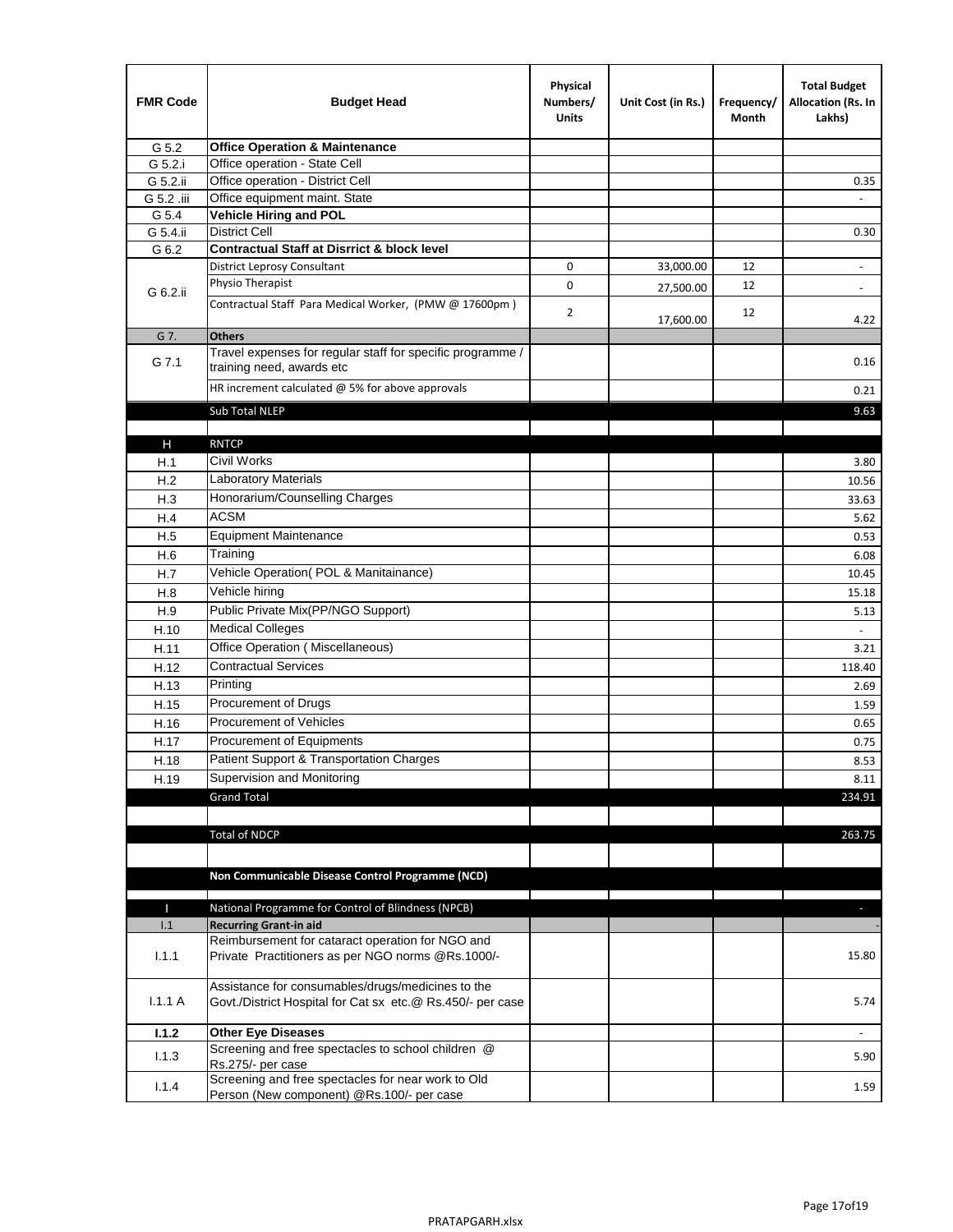| FMR Code | Budget Head | Physical Numbers/ Units | Unit Cost (in Rs.) | Frequency/ Month | Total Budget Allocation (Rs. In Lakhs) |
|---|---|---|---|---|---|
| G 5.2 | **Office Operation & Maintenance** | | | | |
| G 5.2.i | Office operation - State Cell | | | | |
| G 5.2.ii | Office operation - District Cell | | | | 0.35 |
| G 5.2 .iii | Office equipment maint. State | | | | - |
| G 5.4 | **Vehicle Hiring and POL** | | | | |
| G 5.4.ii | District Cell | | | | 0.30 |
| G 6.2 | **Contractual Staff at Disrrict & block level** | | | | |
| G 6.2.ii | District Leprosy Consultant | 0 | 33,000.00 | 12 | - |
| | Physio Therapist | 0 | 27,500.00 | 12 | - |
| | Contractual Staff Para Medical Worker, (PMW @ 17600pm ) | 2 | 17,600.00 | 12 | 4.22 |
| G 7. | **Others** | | | | |
| G 7.1 | Travel expenses for regular staff for specific programme / training need, awards etc | | | | 0.16 |
| | HR increment calculated @ 5% for above approvals | | | | 0.21 |
| | Sub Total NLEP | | | | 9.63 |
| | | | | | |
| H | RNTCP | | | | |
| H.1 | Civil Works | | | | 3.80 |
| H.2 | Laboratory Materials | | | | 10.56 |
| H.3 | Honorarium/Counselling Charges | | | | 33.63 |
| H.4 | ACSM | | | | 5.62 |
| H.5 | Equipment Maintenance | | | | 0.53 |
| H.6 | Training | | | | 6.08 |
| H.7 | Vehicle Operation( POL & Manitainance) | | | | 10.45 |
| H.8 | Vehicle hiring | | | | 15.18 |
| H.9 | Public Private Mix(PP/NGO Support) | | | | 5.13 |
| H.10 | Medical Colleges | | | | - |
| H.11 | Office Operation ( Miscellaneous) | | | | 3.21 |
| H.12 | Contractual Services | | | | 118.40 |
| H.13 | Printing | | | | 2.69 |
| H.15 | Procurement of Drugs | | | | 1.59 |
| H.16 | Procurement of Vehicles | | | | 0.65 |
| H.17 | Procurement of Equipments | | | | 0.75 |
| H.18 | Patient Support & Transportation Charges | | | | 8.53 |
| H.19 | Supervision and Monitoring | | | | 8.11 |
| | Grand Total | | | | 234.91 |
| | | | | | |
| | Total of NDCP | | | | 263.75 |
| | | | | | |
| | **Non Communicable Disease Control Programme (NCD)** | | | | |
| | | | | | |
| I | National Programme for Control of Blindness (NPCB) | | | | - |
| I.1 | **Recurring Grant-in aid** | | | | - |
| I.1.1 | Reimbursement for cataract operation for NGO and Private Practitioners as per NGO norms @Rs.1000/- | | | | 15.80 |
| I.1.1 A | Assistance for consumables/drugs/medicines to the Govt./District Hospital for Cat sx etc.@ Rs.450/- per case | | | | 5.74 |
| **I.1.2** | **Other Eye Diseases** | | | | - |
| I.1.3 | Screening and free spectacles to school children @ Rs.275/- per case | | | | 5.90 |
| I.1.4 | Screening and free spectacles for near work to Old Person (New component) @Rs.100/- per case | | | | 1.59 |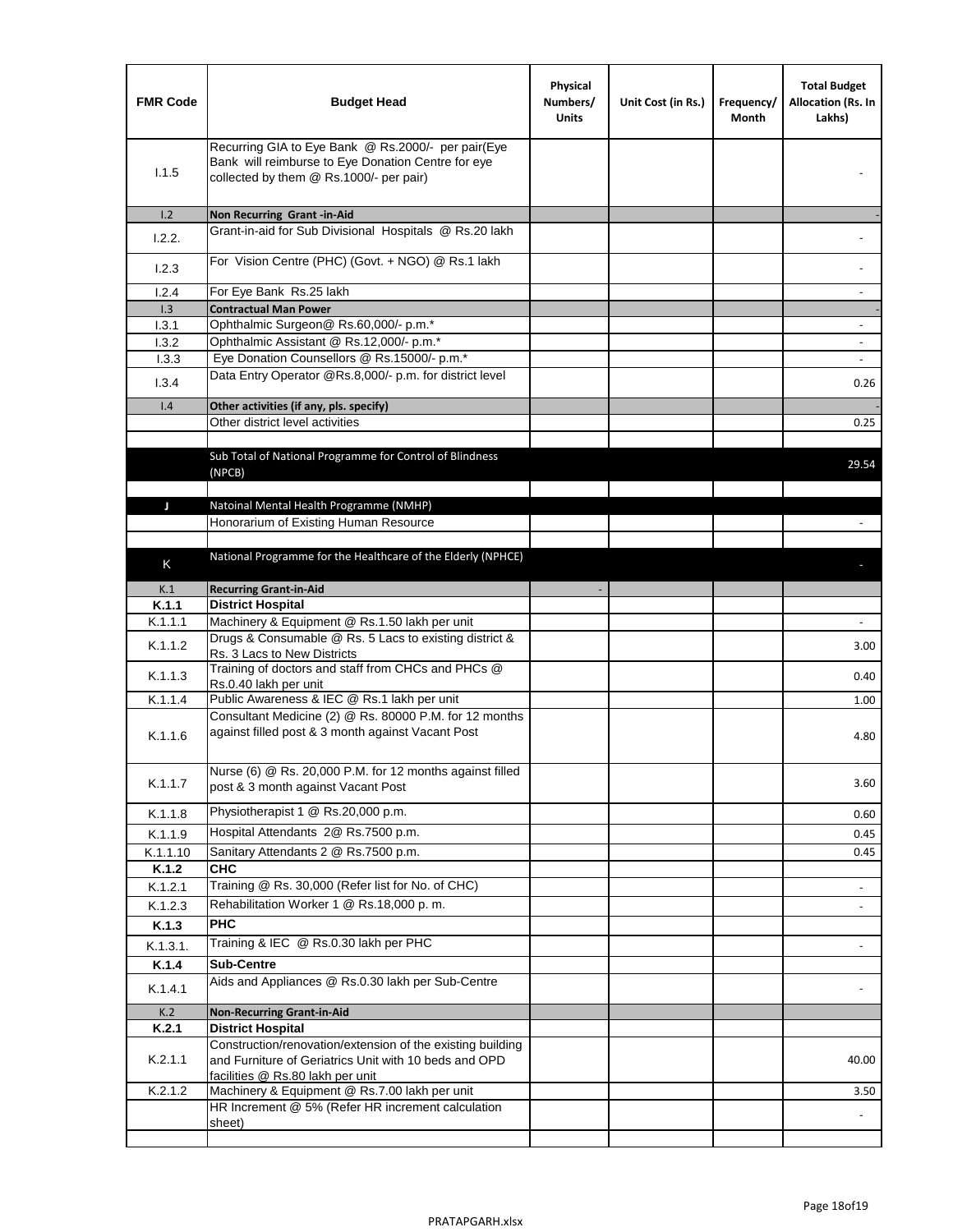| FMR Code | Budget Head | Physical Numbers/ Units | Unit Cost (in Rs.) | Frequency/ Month | Total Budget Allocation (Rs. In Lakhs) |
|---|---|---|---|---|---|
| I.1.5 | Recurring GIA to Eye Bank @ Rs.2000/- per pair(Eye Bank will reimburse to Eye Donation Centre for eye collected by them @ Rs.1000/- per pair) | | | | - |
| I.2 | **Non Recurring Grant -in-Aid** | | | | - |
| I.2.2. | Grant-in-aid for Sub Divisional Hospitals @ Rs.20 lakh | | | | - |
| I.2.3 | For Vision Centre (PHC) (Govt. + NGO) @ Rs.1 lakh | | | | - |
| I.2.4 | For Eye Bank Rs.25 lakh | | | | - |
| I.3 | **Contractual Man Power** | | | | - |
| I.3.1 | Ophthalmic Surgeon@ Rs.60,000/- p.m.* | | | | - |
| I.3.2 | Ophthalmic Assistant @ Rs.12,000/- p.m.* | | | | - |
| I.3.3 | Eye Donation Counsellors @ Rs.15000/- p.m.* | | | | - |
| I.3.4 | Data Entry Operator @Rs.8,000/- p.m. for district level | | | | 0.26 |
| I.4 | **Other activities (if any, pls. specify)** | | | | - |
| | Other district level activities | | | | 0.25 |
| | | | | | |
| | Sub Total of National Programme for Control of Blindness (NPCB) | | | | 29.54 |
| | | | | | |
| J | Natoinal Mental Health Programme (NMHP) | | | | |
| | Honorarium of Existing Human Resource | | | | - |
| | | | | | |
| K | National Programme for the Healthcare of the Elderly (NPHCE) | | | | - |
| K.1 | **Recurring Grant-in-Aid** | - | | | |
| **K.1.1** | **District Hospital** | | | | |
| K.1.1.1 | Machinery & Equipment @ Rs.1.50 lakh per unit | | | | - |
| K.1.1.2 | Drugs & Consumable @ Rs. 5 Lacs to existing district & Rs. 3 Lacs to New Districts | | | | 3.00 |
| K.1.1.3 | Training of doctors and staff from CHCs and PHCs @ Rs.0.40 lakh per unit | | | | 0.40 |
| K.1.1.4 | Public Awareness & IEC @ Rs.1 lakh per unit | | | | 1.00 |
| K.1.1.6 | Consultant Medicine (2) @ Rs. 80000 P.M. for 12 months against filled post & 3 month against Vacant Post | | | | 4.80 |
| K.1.1.7 | Nurse (6) @ Rs. 20,000 P.M. for 12 months against filled post & 3 month against Vacant Post | | | | 3.60 |
| K.1.1.8 | Physiotherapist 1 @ Rs.20,000 p.m. | | | | 0.60 |
| K.1.1.9 | Hospital Attendants 2@ Rs.7500 p.m. | | | | 0.45 |
| K.1.1.10 | Sanitary Attendants 2 @ Rs.7500 p.m. | | | | 0.45 |
| **K.1.2** | **CHC** | | | | |
| K.1.2.1 | Training @ Rs. 30,000 (Refer list for No. of CHC) | | | | - |
| K.1.2.3 | Rehabilitation Worker 1 @ Rs.18,000 p. m. | | | | - |
| **K.1.3** | **PHC** | | | | |
| K.1.3.1. | Training & IEC @ Rs.0.30 lakh per PHC | | | | - |
| **K.1.4** | **Sub-Centre** | | | | |
| K.1.4.1 | Aids and Appliances @ Rs.0.30 lakh per Sub-Centre | | | | - |
| K.2 | **Non-Recurring Grant-in-Aid** | | | | |
| **K.2.1** | **District Hospital** | | | | |
| K.2.1.1 | Construction/renovation/extension of the existing building and Furniture of Geriatrics Unit with 10 beds and OPD facilities @ Rs.80 lakh per unit | | | | 40.00 |
| K.2.1.2 | Machinery & Equipment @ Rs.7.00 lakh per unit | | | | 3.50 |
| | HR Increment @ 5% (Refer HR increment calculation sheet) | | | | - |
| | | | | | |

PRATAPGARH.xlsx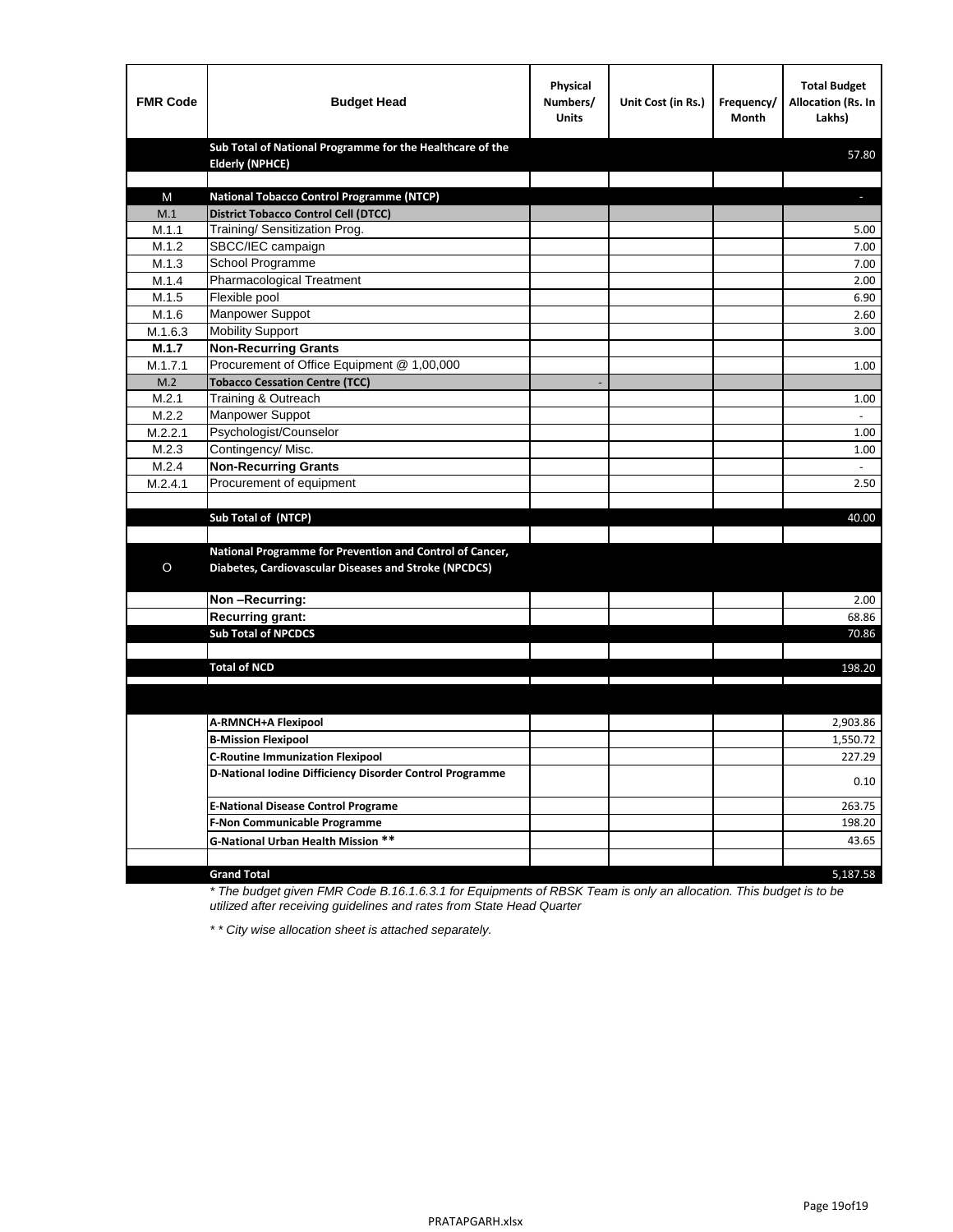| FMR Code | Budget Head | Physical Numbers/ Units | Unit Cost (in Rs.) | Frequency/ Month | Total Budget Allocation (Rs. In Lakhs) |
|---|---|---|---|---|---|
| | **Sub Total of National Programme for the Healthcare of the Elderly (NPHCE)** | | | | 57.80 |
| | | | | | |
| M | **National Tobacco Control Programme (NTCP)** | | | | - |
| M.1 | **District Tobacco Control Cell (DTCC)** | | | | |
| M.1.1 | Training/ Sensitization Prog. | | | | 5.00 |
| M.1.2 | SBCC/IEC campaign | | | | 7.00 |
| M.1.3 | School Programme | | | | 7.00 |
| M.1.4 | Pharmacological Treatment | | | | 2.00 |
| M.1.5 | Flexible pool | | | | 6.90 |
| M.1.6 | Manpower Suppot | | | | 2.60 |
| M.1.6.3 | Mobility Support | | | | 3.00 |
| **M.1.7** | **Non-Recurring Grants** | | | | |
| M.1.7.1 | Procurement of Office Equipment @ 1,00,000 | | | | 1.00 |
| M.2 | **Tobacco Cessation Centre (TCC)** | - | | | |
| M.2.1 | Training & Outreach | | | | 1.00 |
| M.2.2 | Manpower Suppot | | | | - |
| M.2.2.1 | Psychologist/Counselor | | | | 1.00 |
| M.2.3 | Contingency/ Misc. | | | | 1.00 |
| M.2.4 | **Non-Recurring Grants** | | | | - |
| M.2.4.1 | Procurement of equipment | | | | 2.50 |
| | | | | | |
| | **Sub Total of (NTCP)** | | | | 40.00 |
| | | | | | |
| O | **National Programme for Prevention and Control of Cancer, Diabetes, Cardiovascular Diseases and Stroke (NPCDCS)** | | | | |
| | **Non –Recurring:** | | | | 2.00 |
| | **Recurring grant:** | | | | 68.86 |
| | **Sub Total of NPCDCS** | | | | 70.86 |
| | | | | | |
| | **Total of NCD** | | | | 198.20 |
| | | | | | |
| | **A-RMNCH+A Flexipool** | | | | 2,903.86 |
| | **B-Mission Flexipool** | | | | 1,550.72 |
| | **C-Routine Immunization Flexipool** | | | | 227.29 |
| | **D-National Iodine Difficiency Disorder Control Programme** | | | | 0.10 |
| | **E-National Disease Control Programe** | | | | 263.75 |
| | **F-Non Communicable Programme** | | | | 198.20 |
| | **G-National Urban Health Mission \*\*** | | | | 43.65 |
| | | | | | |
| | **Grand Total** | | | | 5,187.58 |

*\* The budget given FMR Code B.16.1.6.3.1 for Equipments of RBSK Team is only an allocation. This budget is to be utilized after receiving guidelines and rates from State Head Quarter*

*\* \* City wise allocation sheet is attached separately.*

PRATAPGARH.xlsx